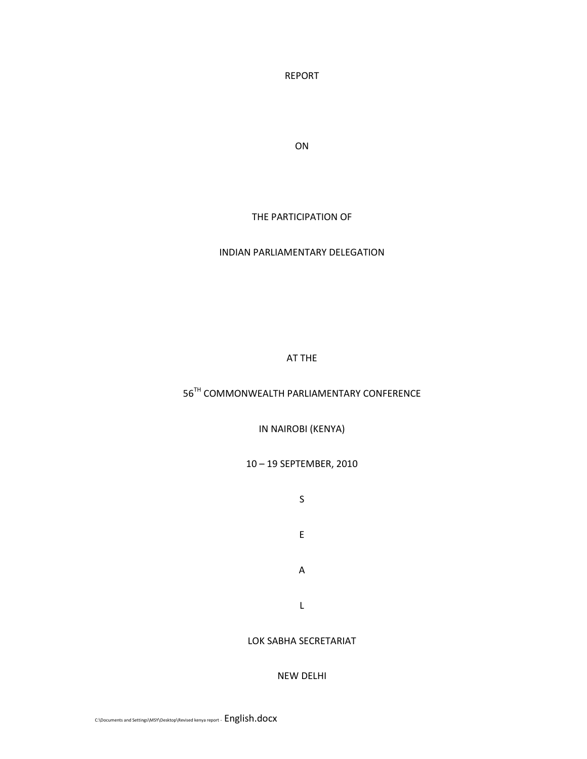REPORT

ON

THE PARTICIPATION OF

INDIAN PARLIAMENTARY DELEGATION

AT THE

56TH COMMONWEALTH PARLIAMENTARY CONFERENCE

IN NAIROBI (KENYA)

10 – 19 SEPTEMBER, 2010

S

E

A

L

LOK SABHA SECRETARIAT

NEW DELHI

C:\Documents and Settings\MSY\Desktop\Revised kenya report - English.docx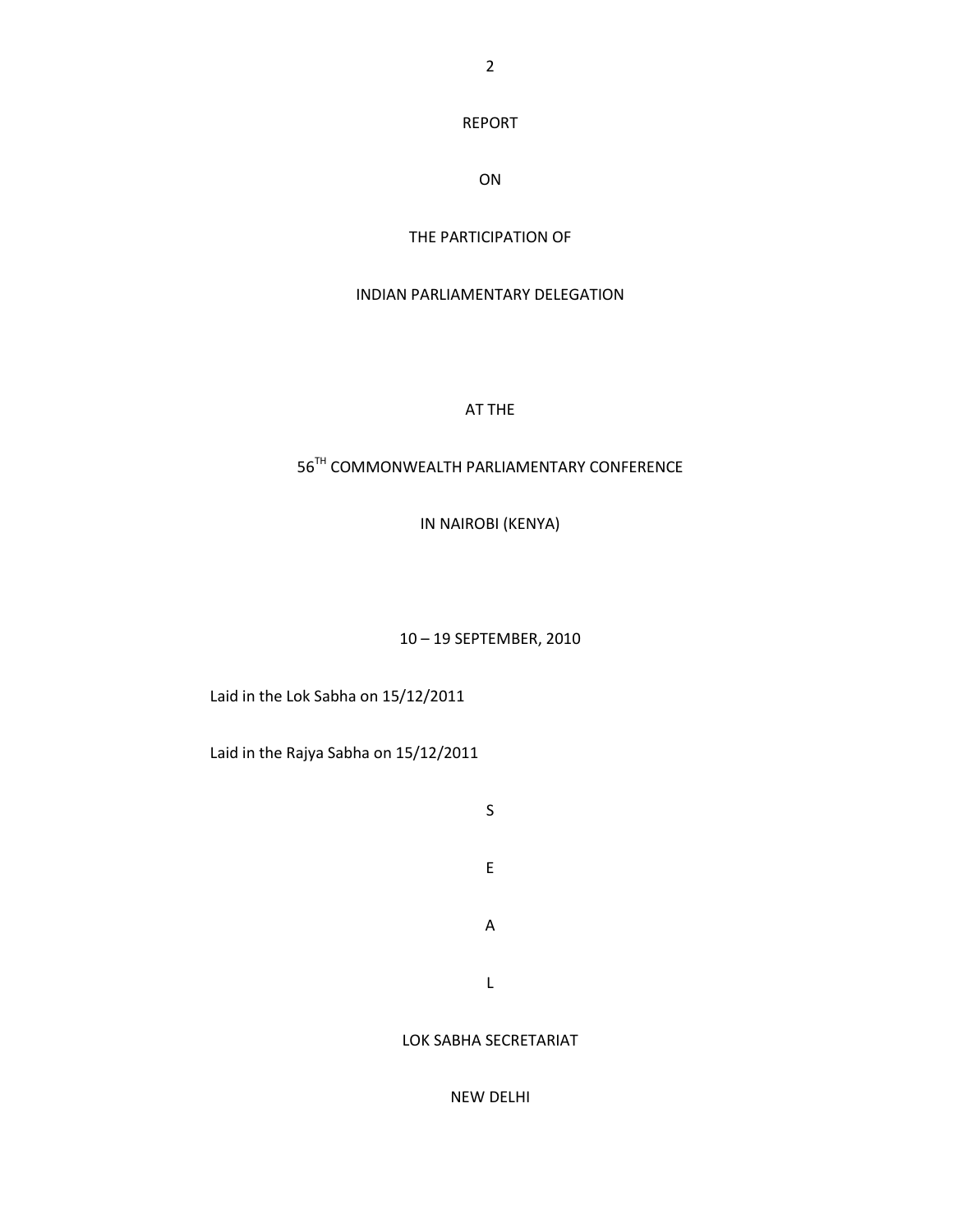REPORT

ON

THE PARTICIPATION OF

INDIAN PARLIAMENTARY DELEGATION

AT THE

56TH COMMONWEALTH PARLIAMENTARY CONFERENCE

IN NAIROBI (KENYA)

10 – 19 SEPTEMBER, 2010

Laid in the Lok Sabha on 15/12/2011

Laid in the Rajya Sabha on 15/12/2011

S

E

A

L

LOK SABHA SECRETARIAT

NEW DELHI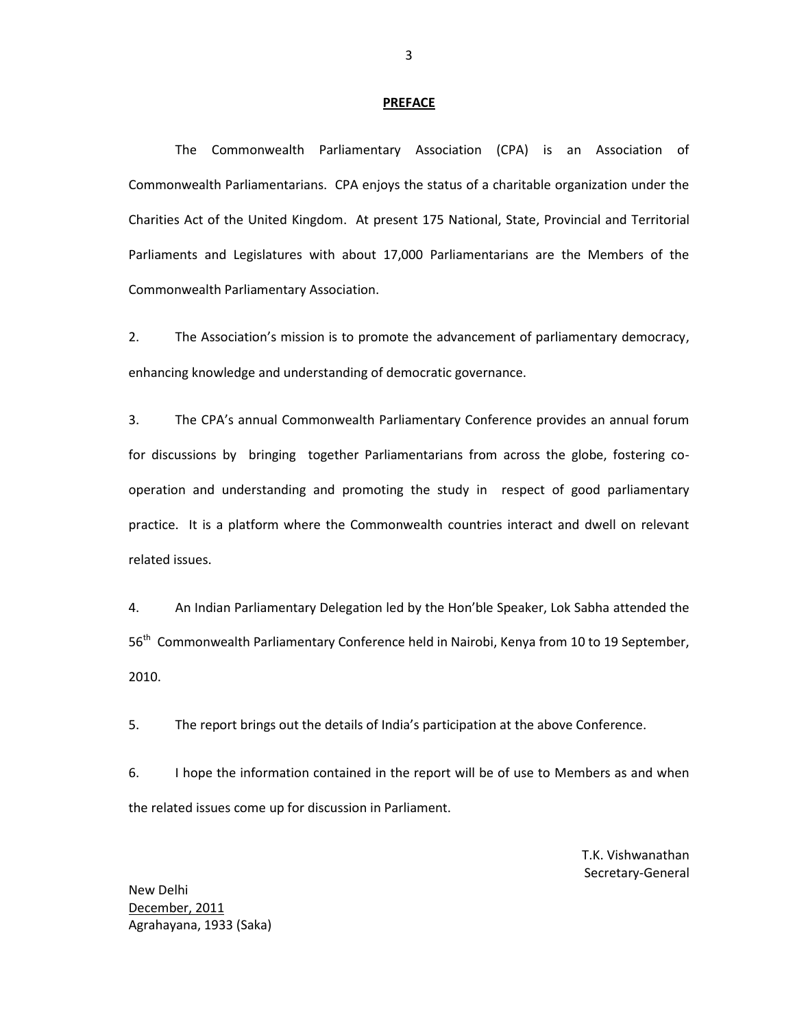## PREFACE

The Commonwealth Parliamentary Association (CPA) is an Association of Commonwealth Parliamentarians. CPA enjoys the status of a charitable organization under the Charities Act of the United Kingdom. At present 175 National, State, Provincial and Territorial Parliaments and Legislatures with about 17,000 Parliamentarians are the Members of the Commonwealth Parliamentary Association.

2. The Association's mission is to promote the advancement of parliamentary democracy, enhancing knowledge and understanding of democratic governance.

3. The CPA's annual Commonwealth Parliamentary Conference provides an annual forum for discussions by bringing together Parliamentarians from across the globe, fostering co-operation and understanding and promoting the study in respect of good parliamentary practice. It is a platform where the Commonwealth countries interact and dwell on relevant related issues.

4. An Indian Parliamentary Delegation led by the Hon'ble Speaker, Lok Sabha attended the 56th Commonwealth Parliamentary Conference held in Nairobi, Kenya from 10 to 19 September, 2010.

5. The report brings out the details of India's participation at the above Conference.

6. I hope the information contained in the report will be of use to Members as and when the related issues come up for discussion in Parliament.

T.K. Vishwanathan
Secretary-General

New Delhi
December, 2011
Agrahayana, 1933 (Saka)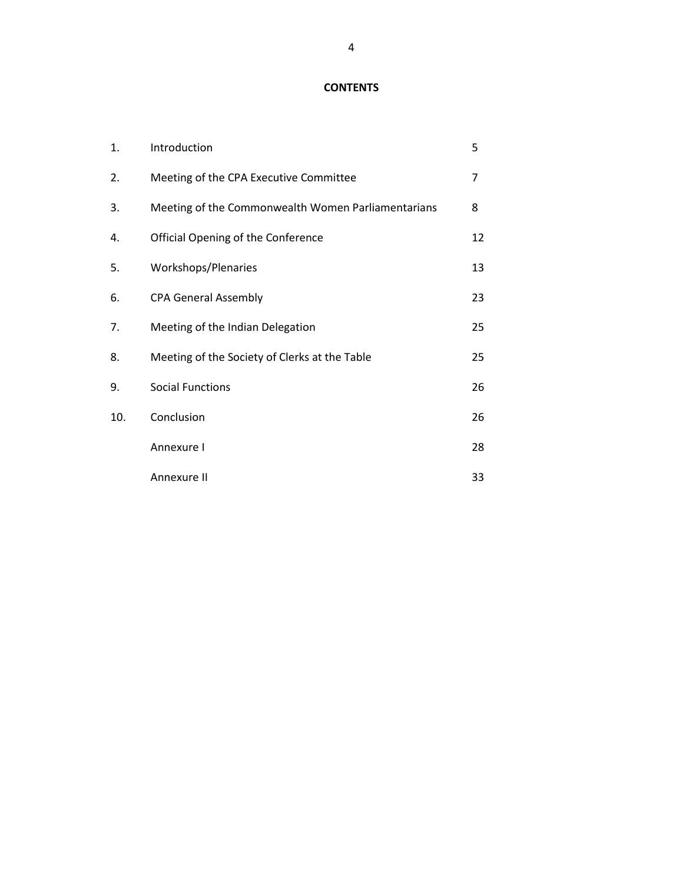# CONTENTS

| | | |
|---|---|---|
| 1. | Introduction | 5 |
| 2. | Meeting of the CPA Executive Committee | 7 |
| 3. | Meeting of the Commonwealth Women Parliamentarians | 8 |
| 4. | Official Opening of the Conference | 12 |
| 5. | Workshops/Plenaries | 13 |
| 6. | CPA General Assembly | 23 |
| 7. | Meeting of the Indian Delegation | 25 |
| 8. | Meeting of the Society of Clerks at the Table | 25 |
| 9. | Social Functions | 26 |
| 10. | Conclusion | 26 |
| | Annexure I | 28 |
| | Annexure II | 33 |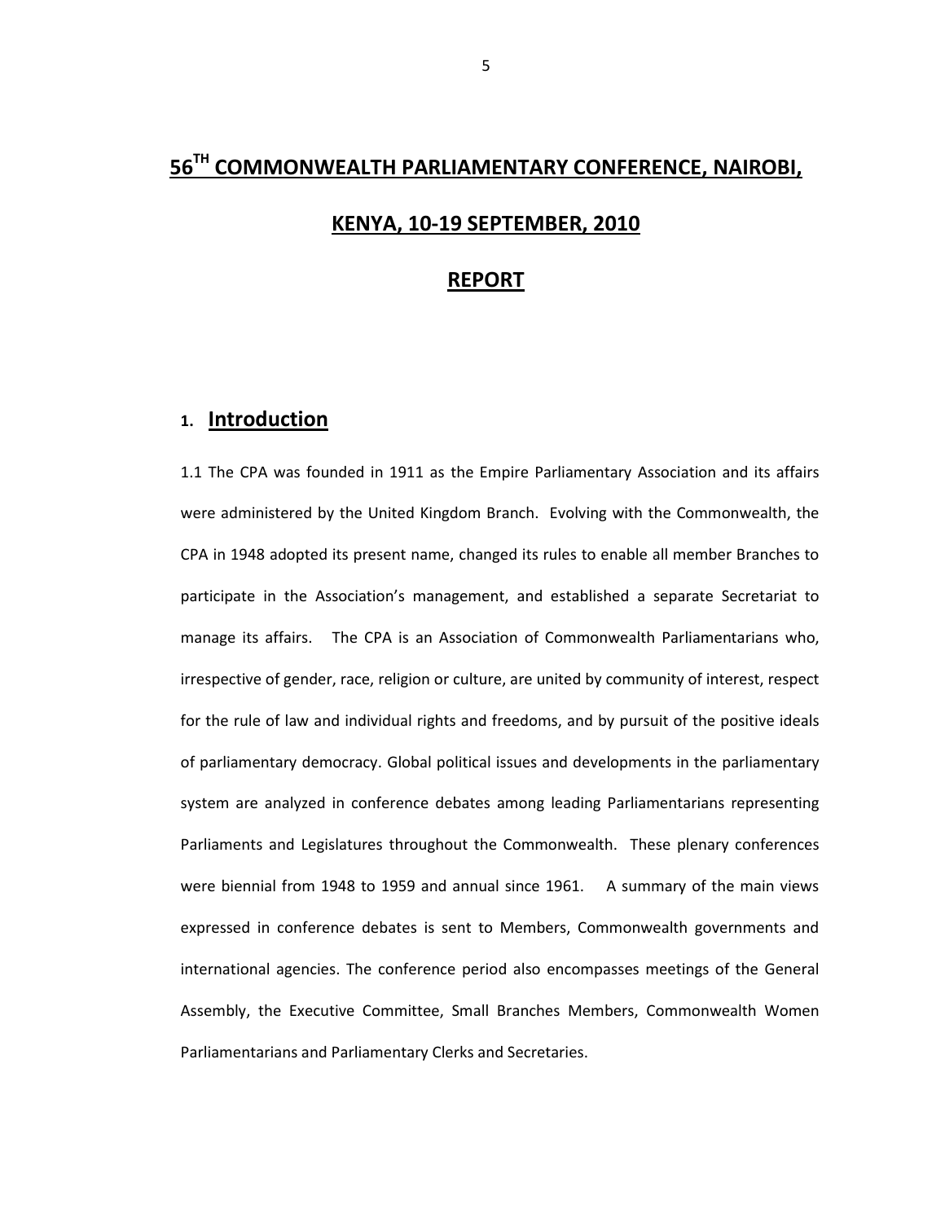# 56TH COMMONWEALTH PARLIAMENTARY CONFERENCE, NAIROBI, KENYA, 10-19 SEPTEMBER, 2010

# REPORT

## 1. Introduction

1.1 The CPA was founded in 1911 as the Empire Parliamentary Association and its affairs were administered by the United Kingdom Branch. Evolving with the Commonwealth, the CPA in 1948 adopted its present name, changed its rules to enable all member Branches to participate in the Association's management, and established a separate Secretariat to manage its affairs. The CPA is an Association of Commonwealth Parliamentarians who, irrespective of gender, race, religion or culture, are united by community of interest, respect for the rule of law and individual rights and freedoms, and by pursuit of the positive ideals of parliamentary democracy. Global political issues and developments in the parliamentary system are analyzed in conference debates among leading Parliamentarians representing Parliaments and Legislatures throughout the Commonwealth. These plenary conferences were biennial from 1948 to 1959 and annual since 1961. A summary of the main views expressed in conference debates is sent to Members, Commonwealth governments and international agencies. The conference period also encompasses meetings of the General Assembly, the Executive Committee, Small Branches Members, Commonwealth Women Parliamentarians and Parliamentary Clerks and Secretaries.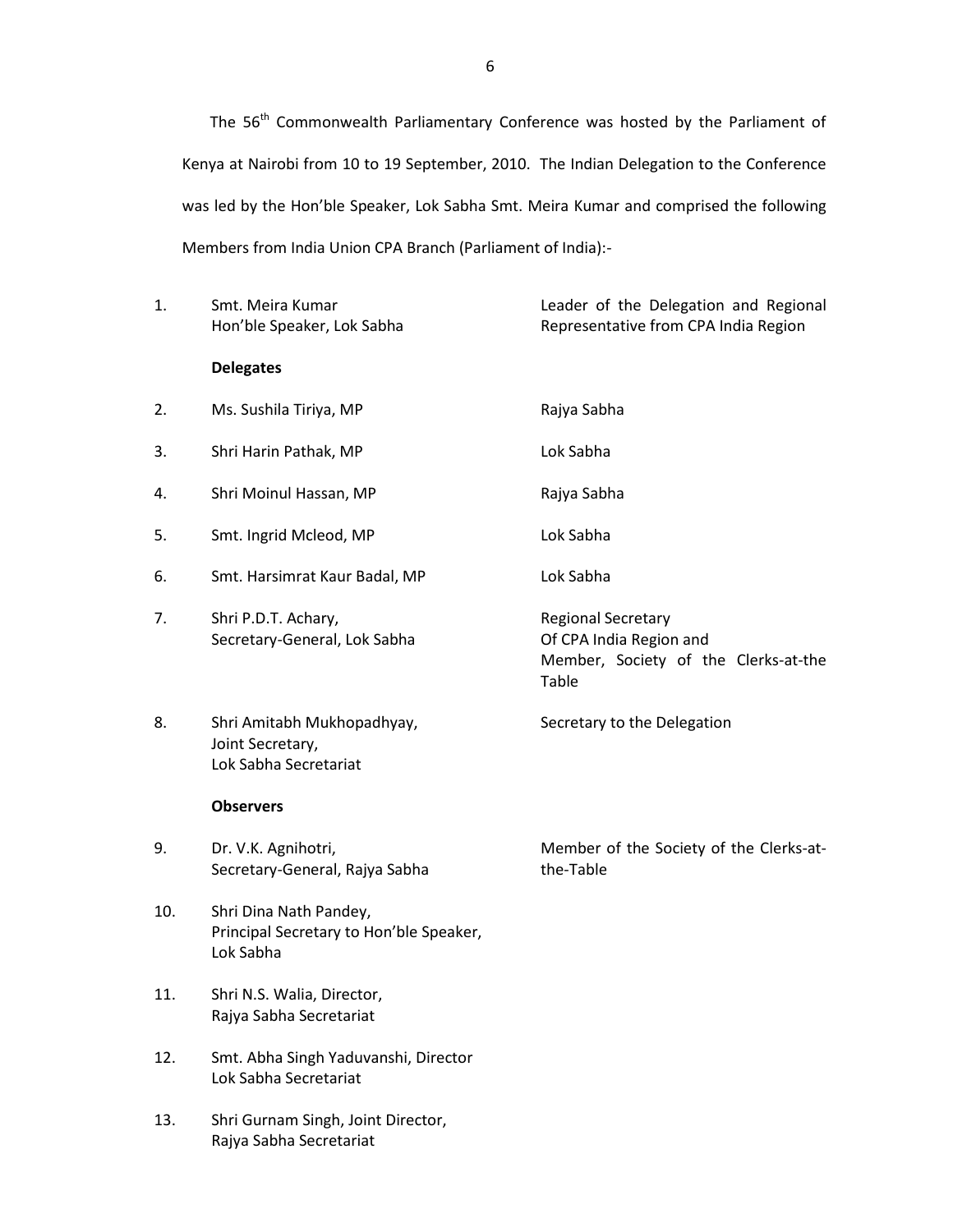The 56th Commonwealth Parliamentary Conference was hosted by the Parliament of Kenya at Nairobi from 10 to 19 September, 2010. The Indian Delegation to the Conference was led by the Hon'ble Speaker, Lok Sabha Smt. Meira Kumar and comprised the following Members from India Union CPA Branch (Parliament of India):-

| | | |
|---|---|---|
| 1. | Smt. Meira Kumar<br>Hon'ble Speaker, Lok Sabha | Leader of the Delegation and Regional Representative from CPA India Region |
| | **Delegates** | |
| 2. | Ms. Sushila Tiriya, MP | Rajya Sabha |
| 3. | Shri Harin Pathak, MP | Lok Sabha |
| 4. | Shri Moinul Hassan, MP | Rajya Sabha |
| 5. | Smt. Ingrid Mcleod, MP | Lok Sabha |
| 6. | Smt. Harsimrat Kaur Badal, MP | Lok Sabha |
| 7. | Shri P.D.T. Achary,<br>Secretary-General, Lok Sabha | Regional Secretary<br>Of CPA India Region and<br>Member, Society of the Clerks-at-the Table |
| 8. | Shri Amitabh Mukhopadhyay,<br>Joint Secretary,<br>Lok Sabha Secretariat | Secretary to the Delegation |
| | **Observers** | |
| 9. | Dr. V.K. Agnihotri,<br>Secretary-General, Rajya Sabha | Member of the Society of the Clerks-at-the-Table |
| 10. | Shri Dina Nath Pandey,<br>Principal Secretary to Hon'ble Speaker,<br>Lok Sabha | |
| 11. | Shri N.S. Walia, Director,<br>Rajya Sabha Secretariat | |
| 12. | Smt. Abha Singh Yaduvanshi, Director<br>Lok Sabha Secretariat | |
| 13. | Shri Gurnam Singh, Joint Director,<br>Rajya Sabha Secretariat | |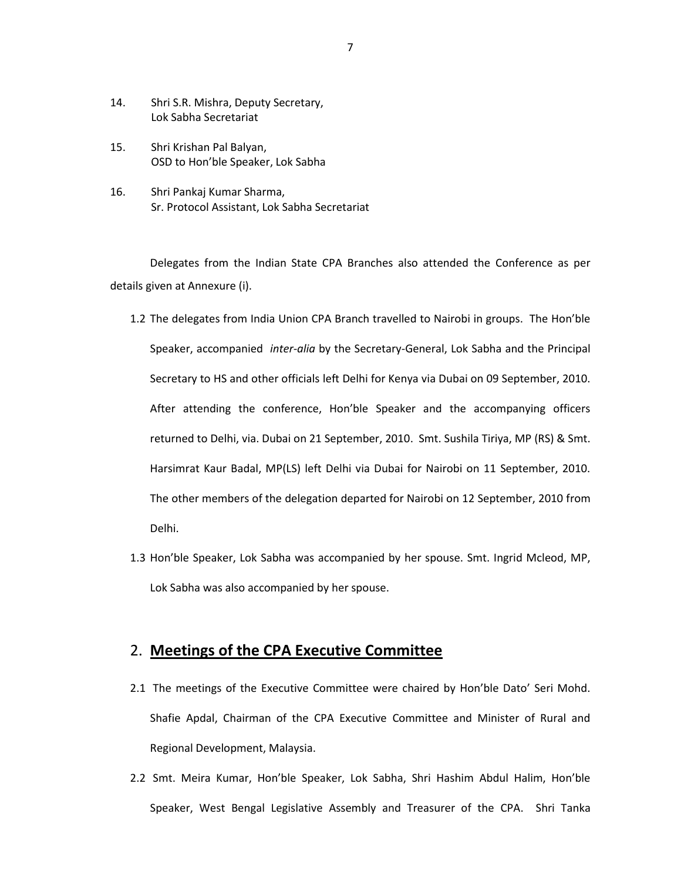14. Shri S.R. Mishra, Deputy Secretary,
    Lok Sabha Secretariat

15. Shri Krishan Pal Balyan,
    OSD to Hon'ble Speaker, Lok Sabha

16. Shri Pankaj Kumar Sharma,
    Sr. Protocol Assistant, Lok Sabha Secretariat

Delegates from the Indian State CPA Branches also attended the Conference as per details given at Annexure (i).

1.2 The delegates from India Union CPA Branch travelled to Nairobi in groups. The Hon'ble Speaker, accompanied *inter-alia* by the Secretary-General, Lok Sabha and the Principal Secretary to HS and other officials left Delhi for Kenya via Dubai on 09 September, 2010. After attending the conference, Hon'ble Speaker and the accompanying officers returned to Delhi, via. Dubai on 21 September, 2010. Smt. Sushila Tiriya, MP (RS) & Smt. Harsimrat Kaur Badal, MP(LS) left Delhi via Dubai for Nairobi on 11 September, 2010. The other members of the delegation departed for Nairobi on 12 September, 2010 from Delhi.

1.3 Hon'ble Speaker, Lok Sabha was accompanied by her spouse. Smt. Ingrid Mcleod, MP, Lok Sabha was also accompanied by her spouse.

## 2. **Meetings of the CPA Executive Committee**

2.1 The meetings of the Executive Committee were chaired by Hon'ble Dato' Seri Mohd. Shafie Apdal, Chairman of the CPA Executive Committee and Minister of Rural and Regional Development, Malaysia.

2.2 Smt. Meira Kumar, Hon'ble Speaker, Lok Sabha, Shri Hashim Abdul Halim, Hon'ble Speaker, West Bengal Legislative Assembly and Treasurer of the CPA. Shri Tanka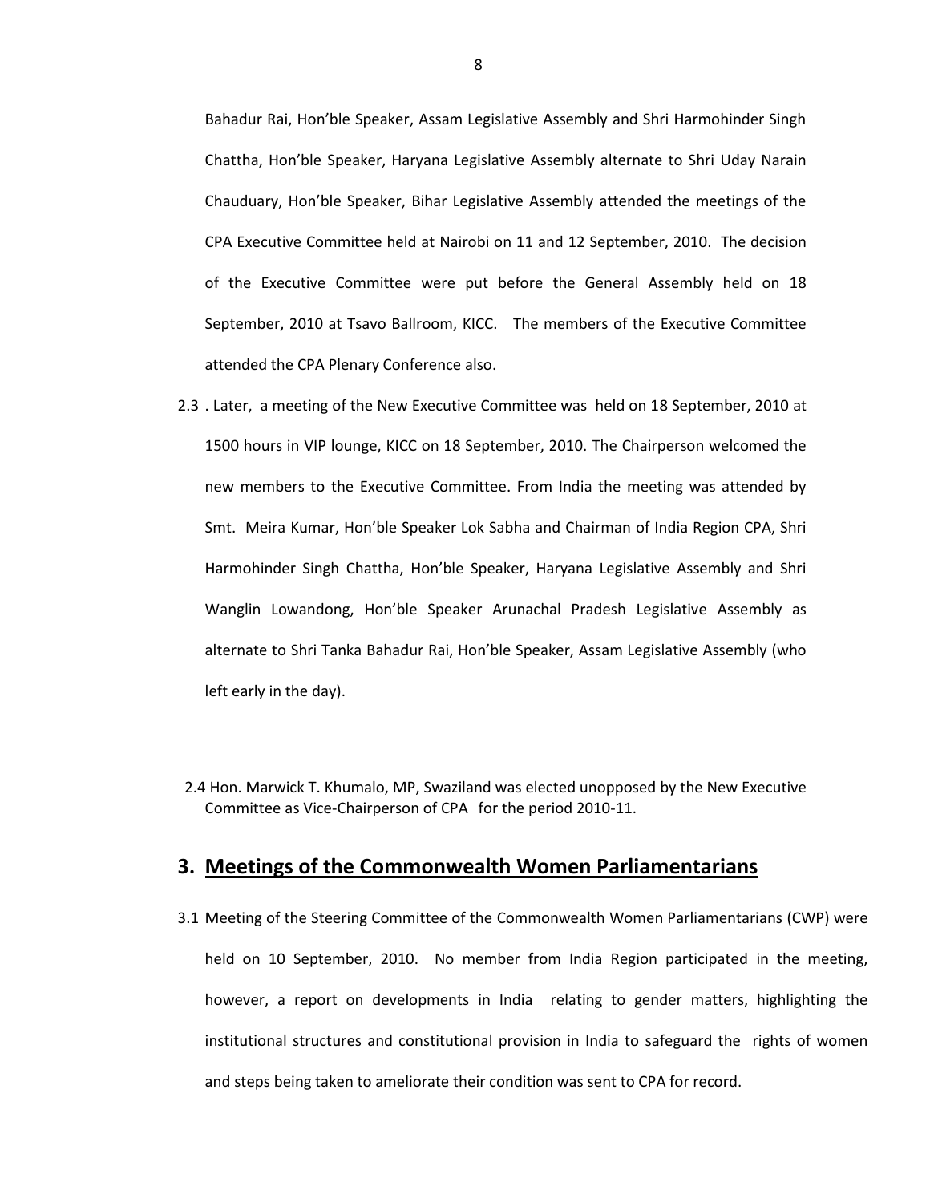Bahadur Rai, Hon'ble Speaker, Assam Legislative Assembly and Shri Harmohinder Singh Chattha, Hon'ble Speaker, Haryana Legislative Assembly alternate to Shri Uday Narain Chauduary, Hon'ble Speaker, Bihar Legislative Assembly attended the meetings of the CPA Executive Committee held at Nairobi on 11 and 12 September, 2010. The decision of the Executive Committee were put before the General Assembly held on 18 September, 2010 at Tsavo Ballroom, KICC. The members of the Executive Committee attended the CPA Plenary Conference also.

2.3 . Later, a meeting of the New Executive Committee was held on 18 September, 2010 at 1500 hours in VIP lounge, KICC on 18 September, 2010. The Chairperson welcomed the new members to the Executive Committee. From India the meeting was attended by Smt. Meira Kumar, Hon'ble Speaker Lok Sabha and Chairman of India Region CPA, Shri Harmohinder Singh Chattha, Hon'ble Speaker, Haryana Legislative Assembly and Shri Wanglin Lowandong, Hon'ble Speaker Arunachal Pradesh Legislative Assembly as alternate to Shri Tanka Bahadur Rai, Hon'ble Speaker, Assam Legislative Assembly (who left early in the day).

2.4 Hon. Marwick T. Khumalo, MP, Swaziland was elected unopposed by the New Executive Committee as Vice-Chairperson of CPA for the period 2010-11.

## 3. Meetings of the Commonwealth Women Parliamentarians

3.1 Meeting of the Steering Committee of the Commonwealth Women Parliamentarians (CWP) were held on 10 September, 2010. No member from India Region participated in the meeting, however, a report on developments in India relating to gender matters, highlighting the institutional structures and constitutional provision in India to safeguard the rights of women and steps being taken to ameliorate their condition was sent to CPA for record.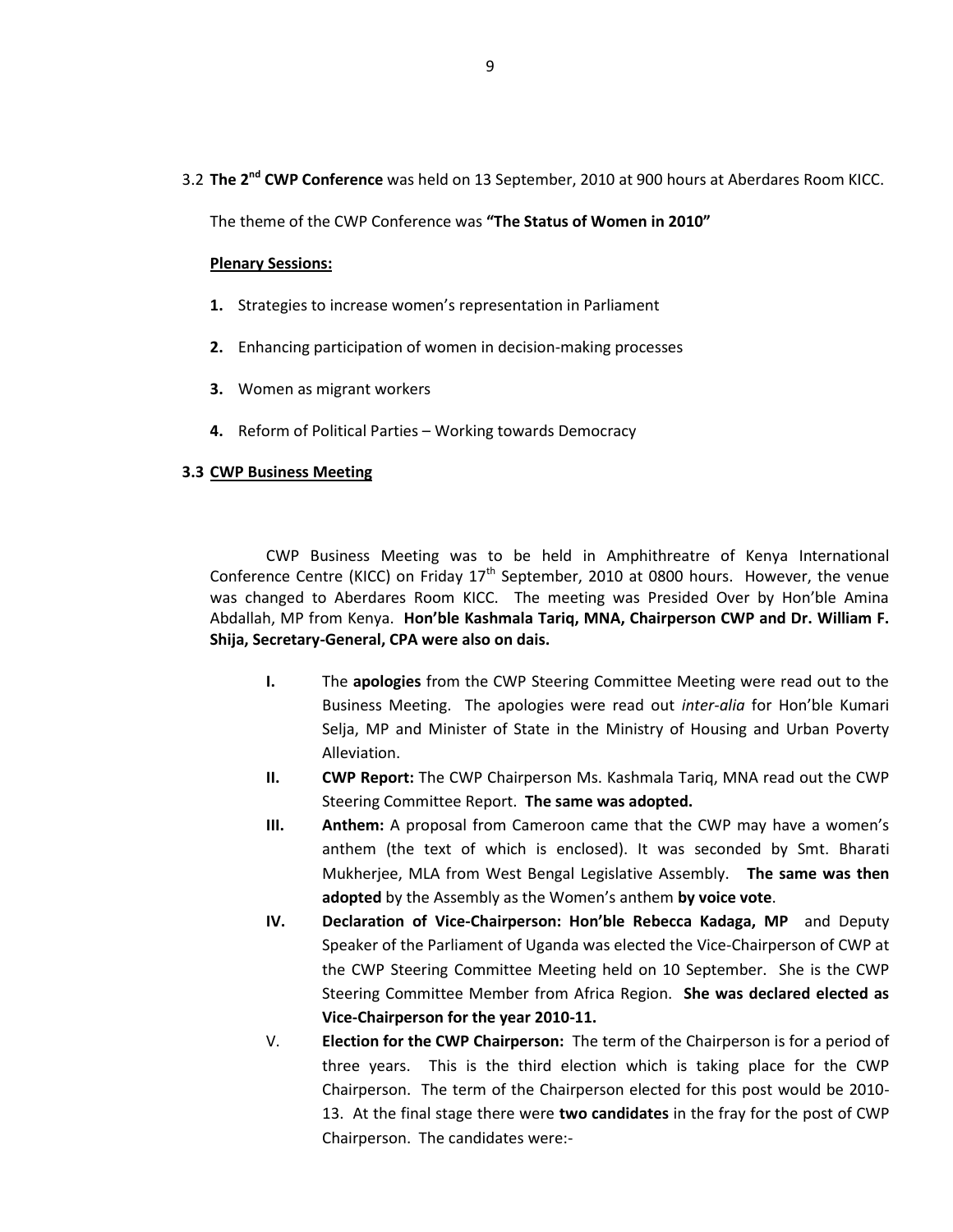3.2 **The 2nd CWP Conference** was held on 13 September, 2010 at 900 hours at Aberdares Room KICC.

The theme of the CWP Conference was **"The Status of Women in 2010"**

**Plenary Sessions:**

1. Strategies to increase women's representation in Parliament
2. Enhancing participation of women in decision-making processes
3. Women as migrant workers
4. Reform of Political Parties – Working towards Democracy

### 3.3 CWP Business Meeting

CWP Business Meeting was to be held in Amphithreatre of Kenya International Conference Centre (KICC) on Friday 17th September, 2010 at 0800 hours. However, the venue was changed to Aberdares Room KICC. The meeting was Presided Over by Hon'ble Amina Abdallah, MP from Kenya. **Hon'ble Kashmala Tariq, MNA, Chairperson CWP and Dr. William F. Shija, Secretary-General, CPA were also on dais.**

I. The **apologies** from the CWP Steering Committee Meeting were read out to the Business Meeting. The apologies were read out *inter-alia* for Hon'ble Kumari Selja, MP and Minister of State in the Ministry of Housing and Urban Poverty Alleviation.

II. **CWP Report:** The CWP Chairperson Ms. Kashmala Tariq, MNA read out the CWP Steering Committee Report. **The same was adopted.**

III. **Anthem:** A proposal from Cameroon came that the CWP may have a women's anthem (the text of which is enclosed). It was seconded by Smt. Bharati Mukherjee, MLA from West Bengal Legislative Assembly. **The same was then adopted** by the Assembly as the Women's anthem **by voice vote**.

IV. **Declaration of Vice-Chairperson: Hon'ble Rebecca Kadaga, MP** and Deputy Speaker of the Parliament of Uganda was elected the Vice-Chairperson of CWP at the CWP Steering Committee Meeting held on 10 September. She is the CWP Steering Committee Member from Africa Region. **She was declared elected as Vice-Chairperson for the year 2010-11.**

V. **Election for the CWP Chairperson:** The term of the Chairperson is for a period of three years. This is the third election which is taking place for the CWP Chairperson. The term of the Chairperson elected for this post would be 2010-13. At the final stage there were **two candidates** in the fray for the post of CWP Chairperson. The candidates were:-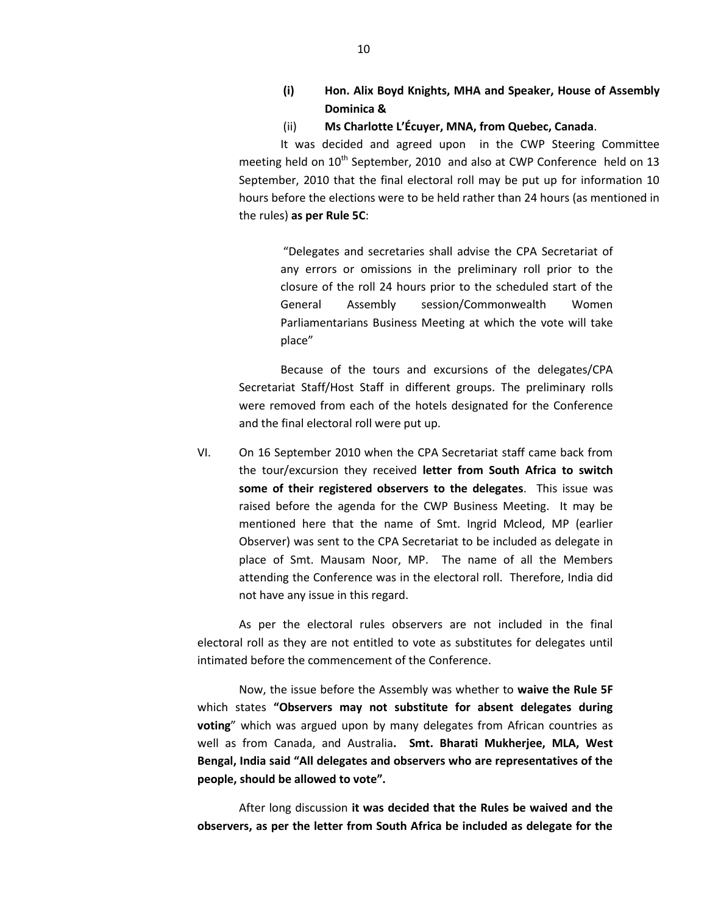**(i) Hon. Alix Boyd Knights, MHA and Speaker, House of Assembly Dominica &**

(ii) **Ms Charlotte L'Écuyer, MNA, from Quebec, Canada**.

It was decided and agreed upon in the CWP Steering Committee meeting held on 10th September, 2010 and also at CWP Conference held on 13 September, 2010 that the final electoral roll may be put up for information 10 hours before the elections were to be held rather than 24 hours (as mentioned in the rules) **as per Rule 5C**:

> "Delegates and secretaries shall advise the CPA Secretariat of any errors or omissions in the preliminary roll prior to the closure of the roll 24 hours prior to the scheduled start of the General Assembly session/Commonwealth Women Parliamentarians Business Meeting at which the vote will take place"

Because of the tours and excursions of the delegates/CPA Secretariat Staff/Host Staff in different groups. The preliminary rolls were removed from each of the hotels designated for the Conference and the final electoral roll were put up.

VI. On 16 September 2010 when the CPA Secretariat staff came back from the tour/excursion they received **letter from South Africa to switch some of their registered observers to the delegates**. This issue was raised before the agenda for the CWP Business Meeting. It may be mentioned here that the name of Smt. Ingrid Mcleod, MP (earlier Observer) was sent to the CPA Secretariat to be included as delegate in place of Smt. Mausam Noor, MP. The name of all the Members attending the Conference was in the electoral roll. Therefore, India did not have any issue in this regard.

As per the electoral rules observers are not included in the final electoral roll as they are not entitled to vote as substitutes for delegates until intimated before the commencement of the Conference.

Now, the issue before the Assembly was whether to **waive the Rule 5F** which states **"Observers may not substitute for absent delegates during voting**" which was argued upon by many delegates from African countries as well as from Canada, and Australia**. Smt. Bharati Mukherjee, MLA, West Bengal, India said "All delegates and observers who are representatives of the people, should be allowed to vote".**

After long discussion **it was decided that the Rules be waived and the observers, as per the letter from South Africa be included as delegate for the**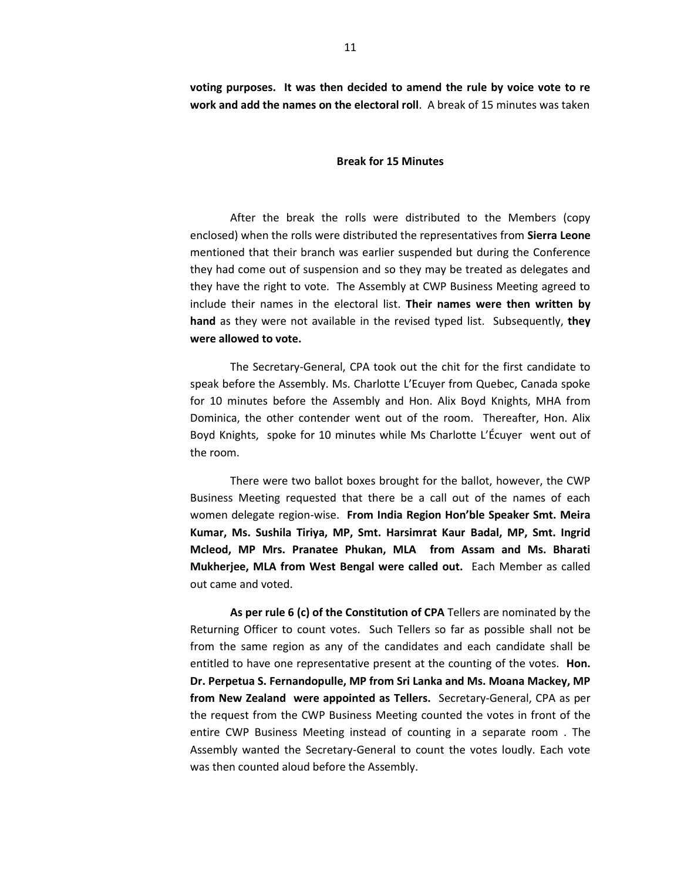**voting purposes. It was then decided to amend the rule by voice vote to re work and add the names on the electoral roll**. A break of 15 minutes was taken

**Break for 15 Minutes**

After the break the rolls were distributed to the Members (copy enclosed) when the rolls were distributed the representatives from **Sierra Leone** mentioned that their branch was earlier suspended but during the Conference they had come out of suspension and so they may be treated as delegates and they have the right to vote. The Assembly at CWP Business Meeting agreed to include their names in the electoral list. **Their names were then written by hand** as they were not available in the revised typed list. Subsequently, **they were allowed to vote.**

The Secretary-General, CPA took out the chit for the first candidate to speak before the Assembly. Ms. Charlotte L'Ecuyer from Quebec, Canada spoke for 10 minutes before the Assembly and Hon. Alix Boyd Knights, MHA from Dominica, the other contender went out of the room. Thereafter, Hon. Alix Boyd Knights, spoke for 10 minutes while Ms Charlotte L'Écuyer went out of the room.

There were two ballot boxes brought for the ballot, however, the CWP Business Meeting requested that there be a call out of the names of each women delegate region-wise. **From India Region Hon'ble Speaker Smt. Meira Kumar, Ms. Sushila Tiriya, MP, Smt. Harsimrat Kaur Badal, MP, Smt. Ingrid Mcleod, MP Mrs. Pranatee Phukan, MLA from Assam and Ms. Bharati Mukherjee, MLA from West Bengal were called out.** Each Member as called out came and voted.

**As per rule 6 (c) of the Constitution of CPA** Tellers are nominated by the Returning Officer to count votes. Such Tellers so far as possible shall not be from the same region as any of the candidates and each candidate shall be entitled to have one representative present at the counting of the votes. **Hon. Dr. Perpetua S. Fernandopulle, MP from Sri Lanka and Ms. Moana Mackey, MP from New Zealand were appointed as Tellers.** Secretary-General, CPA as per the request from the CWP Business Meeting counted the votes in front of the entire CWP Business Meeting instead of counting in a separate room . The Assembly wanted the Secretary-General to count the votes loudly. Each vote was then counted aloud before the Assembly.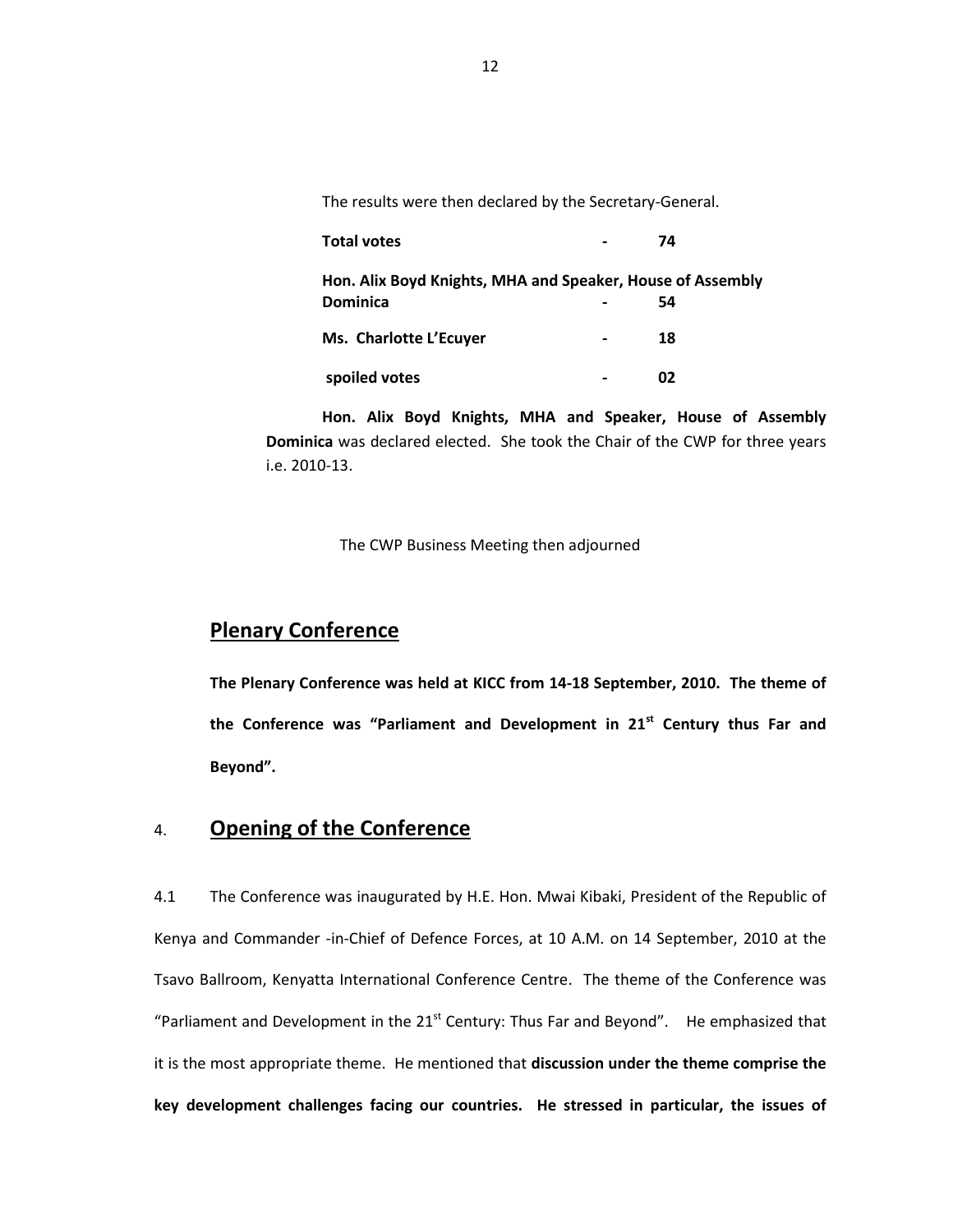The results were then declared by the Secretary-General.

| | | |
|---|---|---|
| **Total votes** | **-** | **74** |
| **Hon. Alix Boyd Knights, MHA and Speaker, House of Assembly Dominica** | **-** | **54** |
| **Ms. Charlotte L'Ecuyer** | **-** | **18** |
| **spoiled votes** | **-** | **02** |

**Hon. Alix Boyd Knights, MHA and Speaker, House of Assembly Dominica** was declared elected. She took the Chair of the CWP for three years i.e. 2010-13.

The CWP Business Meeting then adjourned

## Plenary Conference

**The Plenary Conference was held at KICC from 14-18 September, 2010. The theme of the Conference was "Parliament and Development in 21st Century thus Far and Beyond".**

## 4. Opening of the Conference

4.1 The Conference was inaugurated by H.E. Hon. Mwai Kibaki, President of the Republic of Kenya and Commander -in-Chief of Defence Forces, at 10 A.M. on 14 September, 2010 at the Tsavo Ballroom, Kenyatta International Conference Centre. The theme of the Conference was "Parliament and Development in the 21st Century: Thus Far and Beyond". He emphasized that it is the most appropriate theme. He mentioned that **discussion under the theme comprise the key development challenges facing our countries. He stressed in particular, the issues of**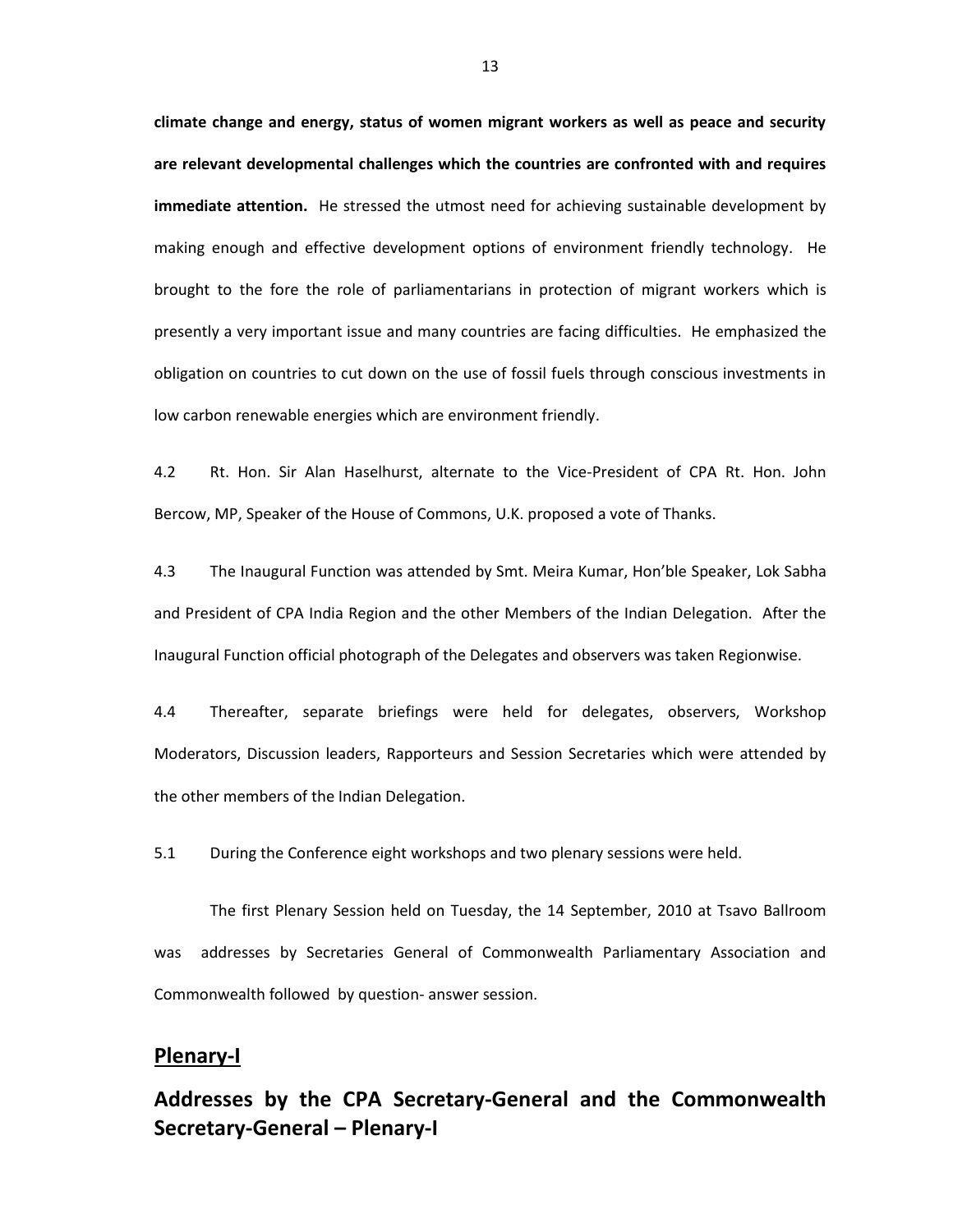**climate change and energy, status of women migrant workers as well as peace and security are relevant developmental challenges which the countries are confronted with and requires immediate attention.** He stressed the utmost need for achieving sustainable development by making enough and effective development options of environment friendly technology. He brought to the fore the role of parliamentarians in protection of migrant workers which is presently a very important issue and many countries are facing difficulties. He emphasized the obligation on countries to cut down on the use of fossil fuels through conscious investments in low carbon renewable energies which are environment friendly.

4.2 Rt. Hon. Sir Alan Haselhurst, alternate to the Vice-President of CPA Rt. Hon. John Bercow, MP, Speaker of the House of Commons, U.K. proposed a vote of Thanks.

4.3 The Inaugural Function was attended by Smt. Meira Kumar, Hon'ble Speaker, Lok Sabha and President of CPA India Region and the other Members of the Indian Delegation. After the Inaugural Function official photograph of the Delegates and observers was taken Regionwise.

4.4 Thereafter, separate briefings were held for delegates, observers, Workshop Moderators, Discussion leaders, Rapporteurs and Session Secretaries which were attended by the other members of the Indian Delegation.

5.1 During the Conference eight workshops and two plenary sessions were held.

The first Plenary Session held on Tuesday, the 14 September, 2010 at Tsavo Ballroom was addresses by Secretaries General of Commonwealth Parliamentary Association and Commonwealth followed by question- answer session.

## Plenary-I

## Addresses by the CPA Secretary-General and the Commonwealth Secretary-General – Plenary-I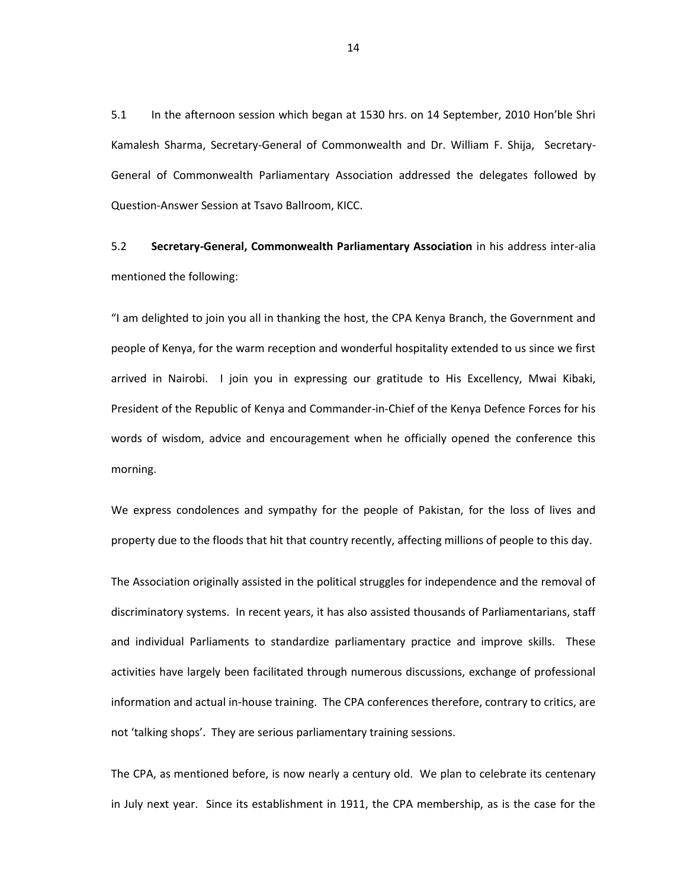5.1 In the afternoon session which began at 1530 hrs. on 14 September, 2010 Hon'ble Shri Kamalesh Sharma, Secretary-General of Commonwealth and Dr. William F. Shija, Secretary-General of Commonwealth Parliamentary Association addressed the delegates followed by Question-Answer Session at Tsavo Ballroom, KICC.

5.2 **Secretary-General, Commonwealth Parliamentary Association** in his address inter-alia mentioned the following:

"I am delighted to join you all in thanking the host, the CPA Kenya Branch, the Government and people of Kenya, for the warm reception and wonderful hospitality extended to us since we first arrived in Nairobi. I join you in expressing our gratitude to His Excellency, Mwai Kibaki, President of the Republic of Kenya and Commander-in-Chief of the Kenya Defence Forces for his words of wisdom, advice and encouragement when he officially opened the conference this morning.

We express condolences and sympathy for the people of Pakistan, for the loss of lives and property due to the floods that hit that country recently, affecting millions of people to this day.

The Association originally assisted in the political struggles for independence and the removal of discriminatory systems. In recent years, it has also assisted thousands of Parliamentarians, staff and individual Parliaments to standardize parliamentary practice and improve skills. These activities have largely been facilitated through numerous discussions, exchange of professional information and actual in-house training. The CPA conferences therefore, contrary to critics, are not 'talking shops'. They are serious parliamentary training sessions.

The CPA, as mentioned before, is now nearly a century old. We plan to celebrate its centenary in July next year. Since its establishment in 1911, the CPA membership, as is the case for the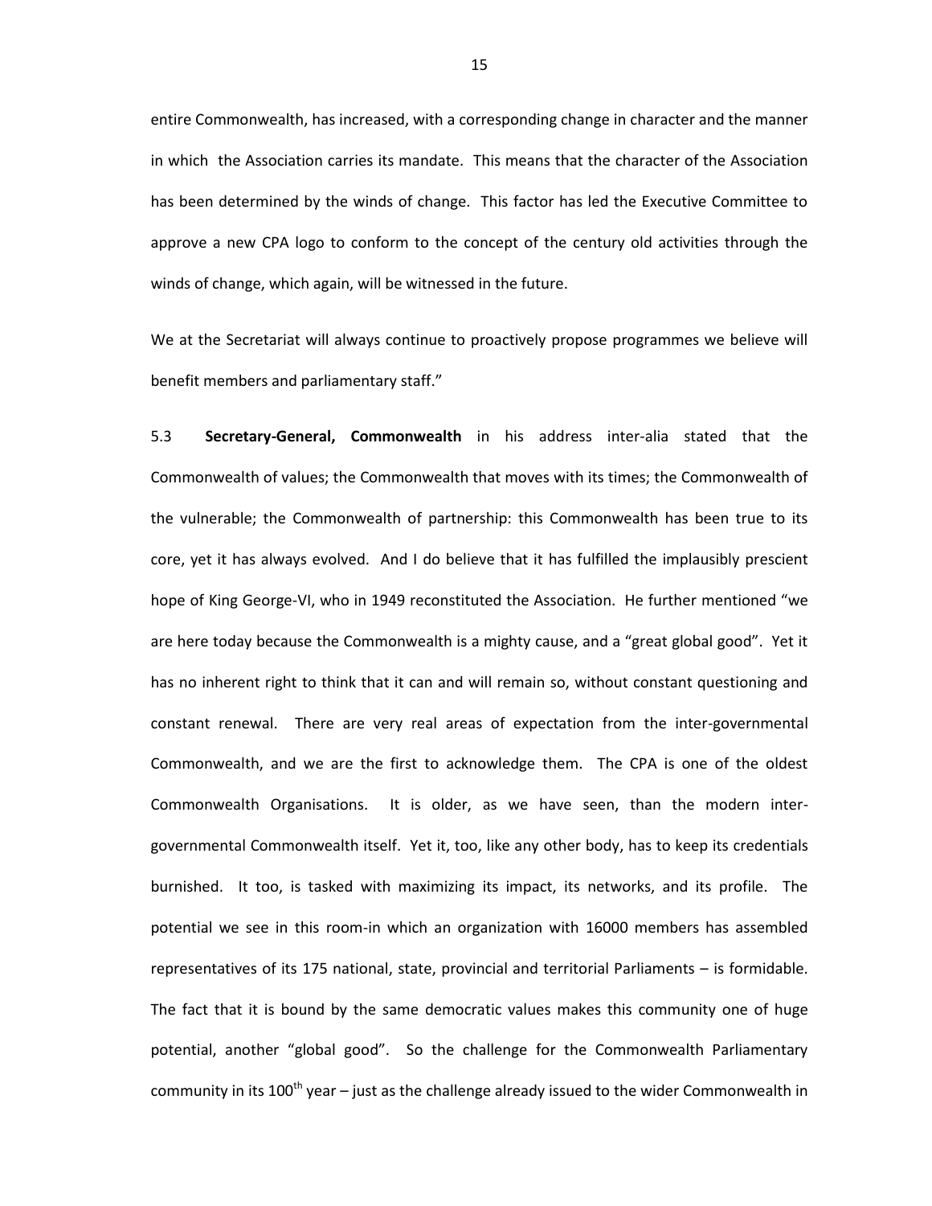entire Commonwealth, has increased, with a corresponding change in character and the manner in which the Association carries its mandate. This means that the character of the Association has been determined by the winds of change. This factor has led the Executive Committee to approve a new CPA logo to conform to the concept of the century old activities through the winds of change, which again, will be witnessed in the future.

We at the Secretariat will always continue to proactively propose programmes we believe will benefit members and parliamentary staff."

5.3 **Secretary-General, Commonwealth** in his address inter-alia stated that the Commonwealth of values; the Commonwealth that moves with its times; the Commonwealth of the vulnerable; the Commonwealth of partnership: this Commonwealth has been true to its core, yet it has always evolved. And I do believe that it has fulfilled the implausibly prescient hope of King George-VI, who in 1949 reconstituted the Association. He further mentioned "we are here today because the Commonwealth is a mighty cause, and a "great global good". Yet it has no inherent right to think that it can and will remain so, without constant questioning and constant renewal. There are very real areas of expectation from the inter-governmental Commonwealth, and we are the first to acknowledge them. The CPA is one of the oldest Commonwealth Organisations. It is older, as we have seen, than the modern inter-governmental Commonwealth itself. Yet it, too, like any other body, has to keep its credentials burnished. It too, is tasked with maximizing its impact, its networks, and its profile. The potential we see in this room-in which an organization with 16000 members has assembled representatives of its 175 national, state, provincial and territorial Parliaments – is formidable. The fact that it is bound by the same democratic values makes this community one of huge potential, another "global good". So the challenge for the Commonwealth Parliamentary community in its 100th year – just as the challenge already issued to the wider Commonwealth in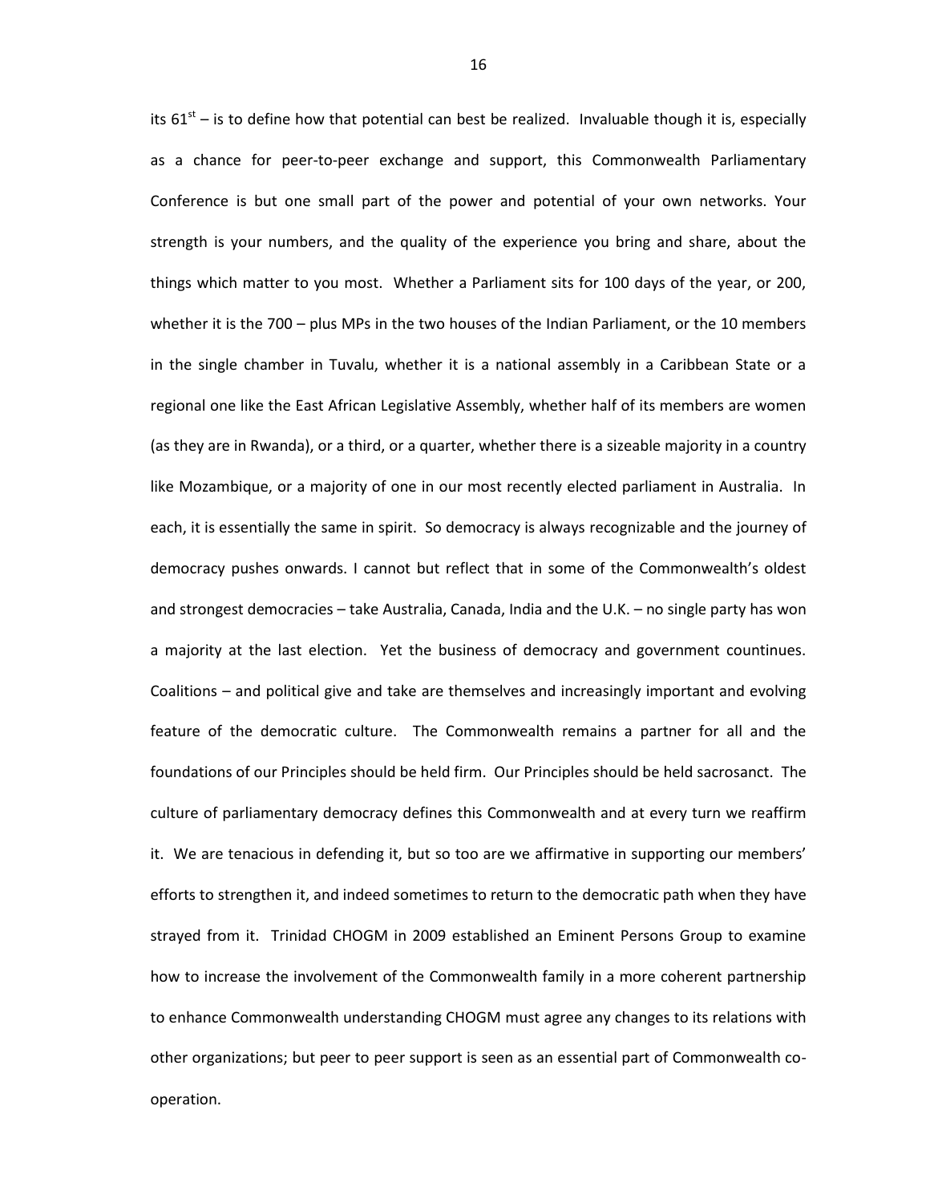its 61st – is to define how that potential can best be realized. Invaluable though it is, especially as a chance for peer-to-peer exchange and support, this Commonwealth Parliamentary Conference is but one small part of the power and potential of your own networks. Your strength is your numbers, and the quality of the experience you bring and share, about the things which matter to you most. Whether a Parliament sits for 100 days of the year, or 200, whether it is the 700 – plus MPs in the two houses of the Indian Parliament, or the 10 members in the single chamber in Tuvalu, whether it is a national assembly in a Caribbean State or a regional one like the East African Legislative Assembly, whether half of its members are women (as they are in Rwanda), or a third, or a quarter, whether there is a sizeable majority in a country like Mozambique, or a majority of one in our most recently elected parliament in Australia. In each, it is essentially the same in spirit. So democracy is always recognizable and the journey of democracy pushes onwards. I cannot but reflect that in some of the Commonwealth's oldest and strongest democracies – take Australia, Canada, India and the U.K. – no single party has won a majority at the last election. Yet the business of democracy and government countinues. Coalitions – and political give and take are themselves and increasingly important and evolving feature of the democratic culture. The Commonwealth remains a partner for all and the foundations of our Principles should be held firm. Our Principles should be held sacrosanct. The culture of parliamentary democracy defines this Commonwealth and at every turn we reaffirm it. We are tenacious in defending it, but so too are we affirmative in supporting our members' efforts to strengthen it, and indeed sometimes to return to the democratic path when they have strayed from it. Trinidad CHOGM in 2009 established an Eminent Persons Group to examine how to increase the involvement of the Commonwealth family in a more coherent partnership to enhance Commonwealth understanding CHOGM must agree any changes to its relations with other organizations; but peer to peer support is seen as an essential part of Commonwealth co-operation.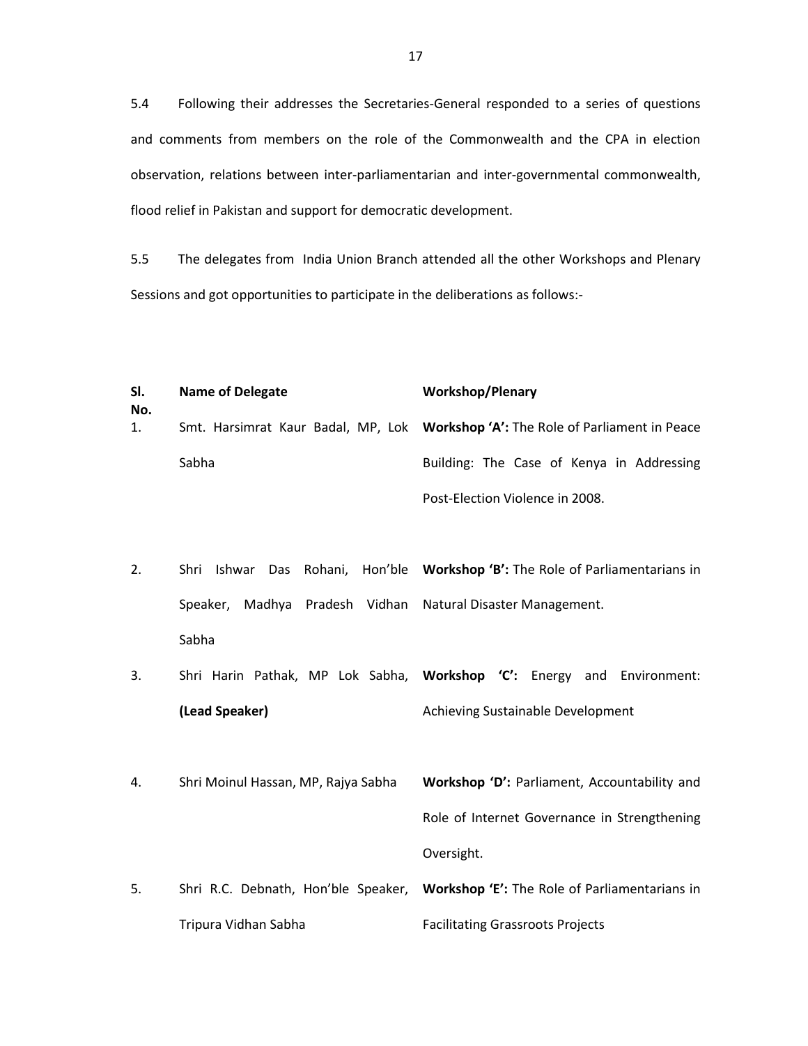5.4 Following their addresses the Secretaries-General responded to a series of questions and comments from members on the role of the Commonwealth and the CPA in election observation, relations between inter-parliamentarian and inter-governmental commonwealth, flood relief in Pakistan and support for democratic development.

5.5 The delegates from India Union Branch attended all the other Workshops and Plenary Sessions and got opportunities to participate in the deliberations as follows:-

| Sl. No. | Name of Delegate | Workshop/Plenary |
|---|---|---|
| 1. | Smt. Harsimrat Kaur Badal, MP, Lok Sabha | **Workshop 'A':** The Role of Parliament in Peace Building: The Case of Kenya in Addressing Post-Election Violence in 2008. |
| 2. | Shri Ishwar Das Rohani, Hon'ble Speaker, Madhya Pradesh Vidhan Sabha | **Workshop 'B':** The Role of Parliamentarians in Natural Disaster Management. |
| 3. | Shri Harin Pathak, MP Lok Sabha, **(Lead Speaker)** | **Workshop 'C':** Energy and Environment: Achieving Sustainable Development |
| 4. | Shri Moinul Hassan, MP, Rajya Sabha | **Workshop 'D':** Parliament, Accountability and Role of Internet Governance in Strengthening Oversight. |
| 5. | Shri R.C. Debnath, Hon'ble Speaker, Tripura Vidhan Sabha | **Workshop 'E':** The Role of Parliamentarians in Facilitating Grassroots Projects |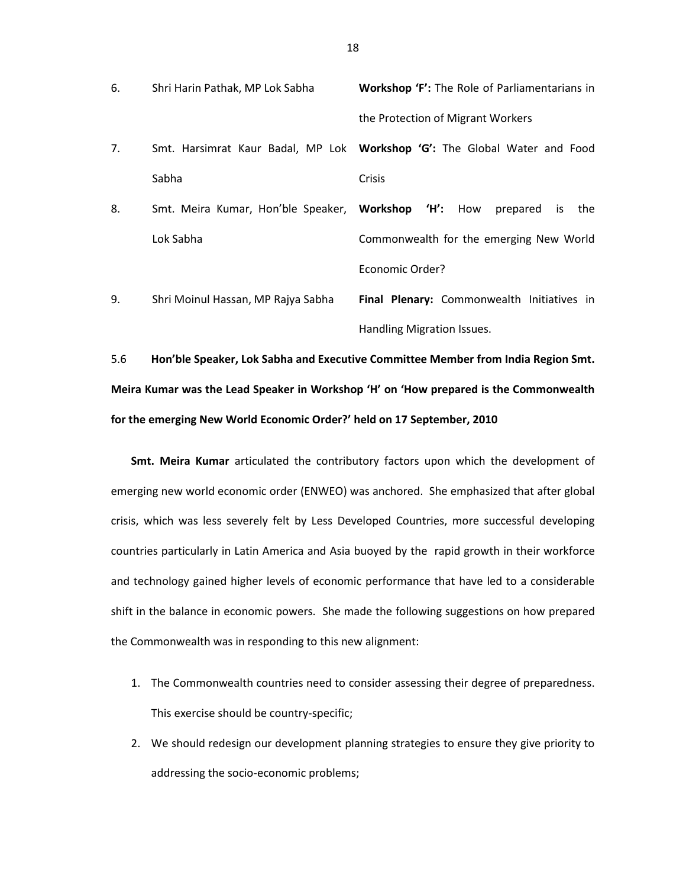| | | |
|---|---|---|
| 6. | Shri Harin Pathak, MP Lok Sabha | **Workshop 'F':** The Role of Parliamentarians in the Protection of Migrant Workers |
| 7. | Smt. Harsimrat Kaur Badal, MP Lok Sabha | **Workshop 'G':** The Global Water and Food Crisis |
| 8. | Smt. Meira Kumar, Hon'ble Speaker, Lok Sabha | **Workshop 'H':** How prepared is the Commonwealth for the emerging New World Economic Order? |
| 9. | Shri Moinul Hassan, MP Rajya Sabha | **Final Plenary:** Commonwealth Initiatives in Handling Migration Issues. |

5.6 **Hon'ble Speaker, Lok Sabha and Executive Committee Member from India Region Smt. Meira Kumar was the Lead Speaker in Workshop 'H' on 'How prepared is the Commonwealth for the emerging New World Economic Order?' held on 17 September, 2010**

**Smt. Meira Kumar** articulated the contributory factors upon which the development of emerging new world economic order (ENWEO) was anchored. She emphasized that after global crisis, which was less severely felt by Less Developed Countries, more successful developing countries particularly in Latin America and Asia buoyed by the rapid growth in their workforce and technology gained higher levels of economic performance that have led to a considerable shift in the balance in economic powers. She made the following suggestions on how prepared the Commonwealth was in responding to this new alignment:

1. The Commonwealth countries need to consider assessing their degree of preparedness. This exercise should be country-specific;
2. We should redesign our development planning strategies to ensure they give priority to addressing the socio-economic problems;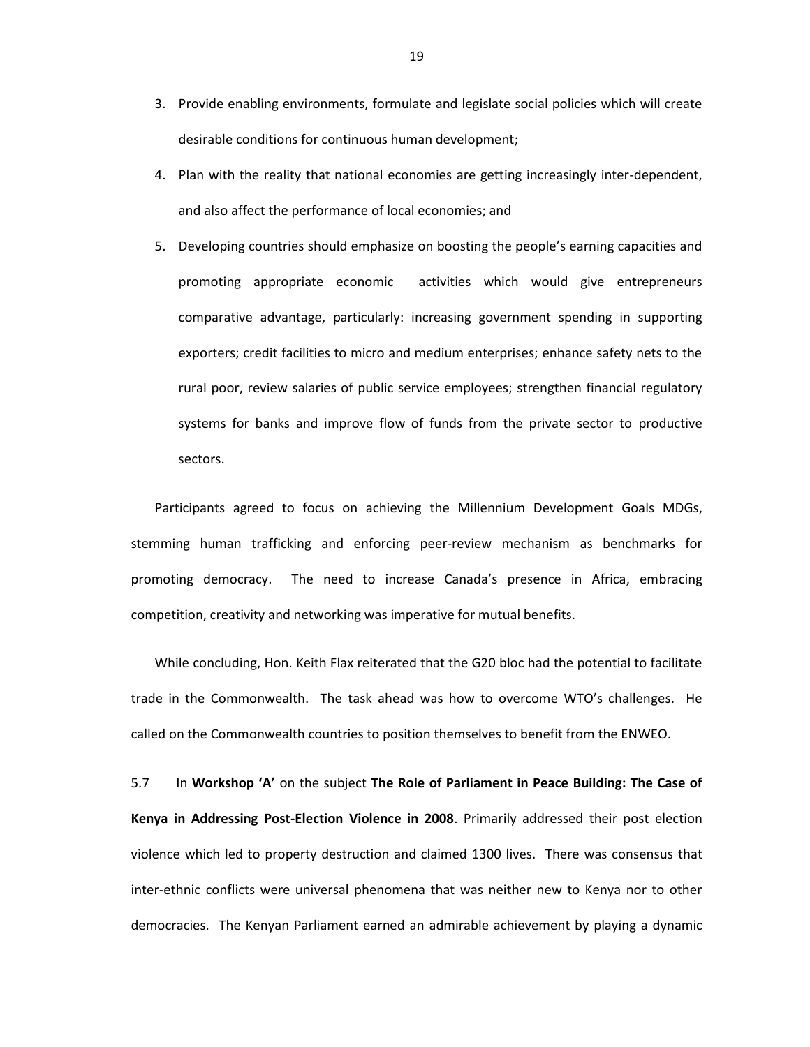3. Provide enabling environments, formulate and legislate social policies which will create desirable conditions for continuous human development;
4. Plan with the reality that national economies are getting increasingly inter-dependent, and also affect the performance of local economies; and
5. Developing countries should emphasize on boosting the people's earning capacities and promoting appropriate economic activities which would give entrepreneurs comparative advantage, particularly: increasing government spending in supporting exporters; credit facilities to micro and medium enterprises; enhance safety nets to the rural poor, review salaries of public service employees; strengthen financial regulatory systems for banks and improve flow of funds from the private sector to productive sectors.

Participants agreed to focus on achieving the Millennium Development Goals MDGs, stemming human trafficking and enforcing peer-review mechanism as benchmarks for promoting democracy. The need to increase Canada's presence in Africa, embracing competition, creativity and networking was imperative for mutual benefits.

While concluding, Hon. Keith Flax reiterated that the G20 bloc had the potential to facilitate trade in the Commonwealth. The task ahead was how to overcome WTO's challenges. He called on the Commonwealth countries to position themselves to benefit from the ENWEO.

5.7 In **Workshop 'A'** on the subject **The Role of Parliament in Peace Building: The Case of Kenya in Addressing Post-Election Violence in 2008**. Primarily addressed their post election violence which led to property destruction and claimed 1300 lives. There was consensus that inter-ethnic conflicts were universal phenomena that was neither new to Kenya nor to other democracies. The Kenyan Parliament earned an admirable achievement by playing a dynamic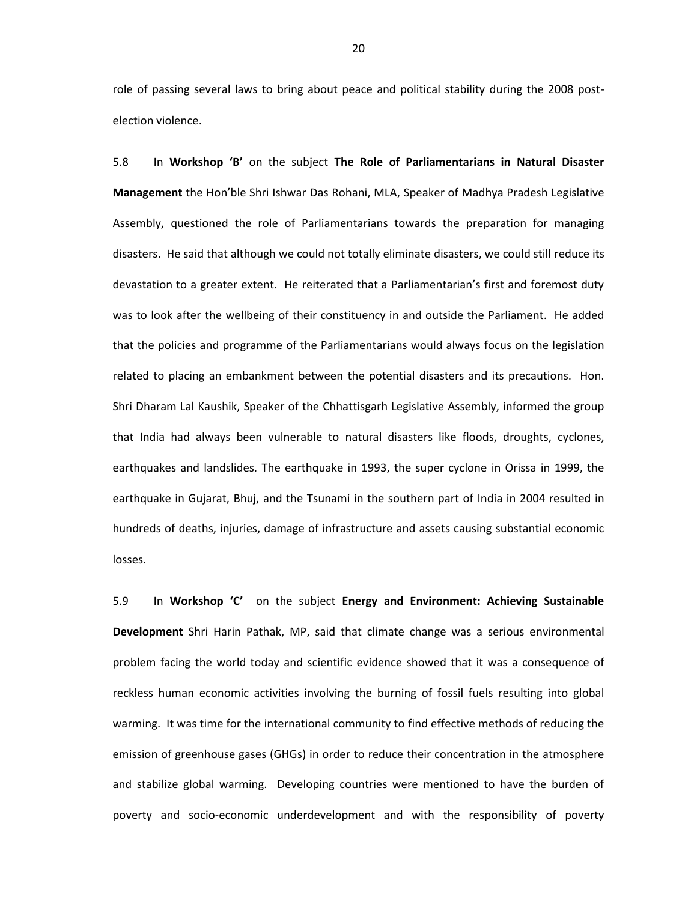role of passing several laws to bring about peace and political stability during the 2008 post-election violence.

5.8 In **Workshop 'B'** on the subject **The Role of Parliamentarians in Natural Disaster Management** the Hon'ble Shri Ishwar Das Rohani, MLA, Speaker of Madhya Pradesh Legislative Assembly, questioned the role of Parliamentarians towards the preparation for managing disasters. He said that although we could not totally eliminate disasters, we could still reduce its devastation to a greater extent. He reiterated that a Parliamentarian's first and foremost duty was to look after the wellbeing of their constituency in and outside the Parliament. He added that the policies and programme of the Parliamentarians would always focus on the legislation related to placing an embankment between the potential disasters and its precautions. Hon. Shri Dharam Lal Kaushik, Speaker of the Chhattisgarh Legislative Assembly, informed the group that India had always been vulnerable to natural disasters like floods, droughts, cyclones, earthquakes and landslides. The earthquake in 1993, the super cyclone in Orissa in 1999, the earthquake in Gujarat, Bhuj, and the Tsunami in the southern part of India in 2004 resulted in hundreds of deaths, injuries, damage of infrastructure and assets causing substantial economic losses.

5.9 In **Workshop 'C'** on the subject **Energy and Environment: Achieving Sustainable Development** Shri Harin Pathak, MP, said that climate change was a serious environmental problem facing the world today and scientific evidence showed that it was a consequence of reckless human economic activities involving the burning of fossil fuels resulting into global warming. It was time for the international community to find effective methods of reducing the emission of greenhouse gases (GHGs) in order to reduce their concentration in the atmosphere and stabilize global warming. Developing countries were mentioned to have the burden of poverty and socio-economic underdevelopment and with the responsibility of poverty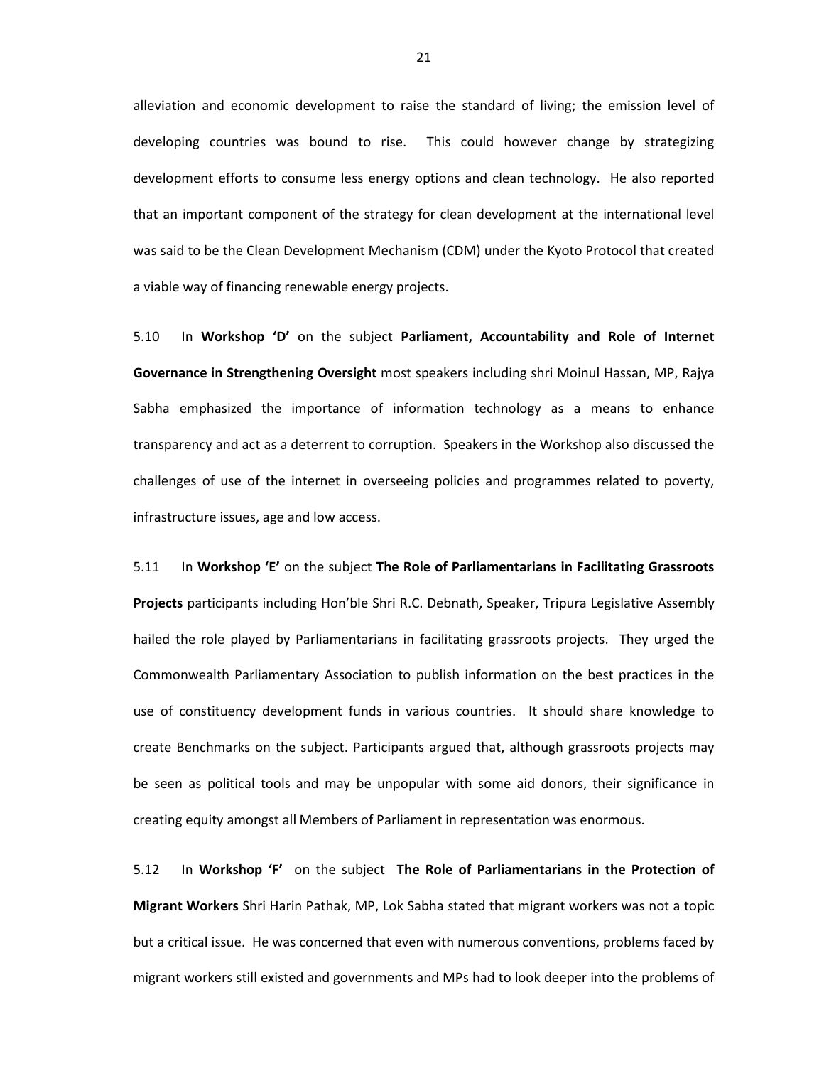alleviation and economic development to raise the standard of living; the emission level of developing countries was bound to rise. This could however change by strategizing development efforts to consume less energy options and clean technology. He also reported that an important component of the strategy for clean development at the international level was said to be the Clean Development Mechanism (CDM) under the Kyoto Protocol that created a viable way of financing renewable energy projects.

5.10 In **Workshop 'D'** on the subject **Parliament, Accountability and Role of Internet Governance in Strengthening Oversight** most speakers including shri Moinul Hassan, MP, Rajya Sabha emphasized the importance of information technology as a means to enhance transparency and act as a deterrent to corruption. Speakers in the Workshop also discussed the challenges of use of the internet in overseeing policies and programmes related to poverty, infrastructure issues, age and low access.

5.11 In **Workshop 'E'** on the subject **The Role of Parliamentarians in Facilitating Grassroots Projects** participants including Hon'ble Shri R.C. Debnath, Speaker, Tripura Legislative Assembly hailed the role played by Parliamentarians in facilitating grassroots projects. They urged the Commonwealth Parliamentary Association to publish information on the best practices in the use of constituency development funds in various countries. It should share knowledge to create Benchmarks on the subject. Participants argued that, although grassroots projects may be seen as political tools and may be unpopular with some aid donors, their significance in creating equity amongst all Members of Parliament in representation was enormous.

5.12 In **Workshop 'F'** on the subject **The Role of Parliamentarians in the Protection of Migrant Workers** Shri Harin Pathak, MP, Lok Sabha stated that migrant workers was not a topic but a critical issue. He was concerned that even with numerous conventions, problems faced by migrant workers still existed and governments and MPs had to look deeper into the problems of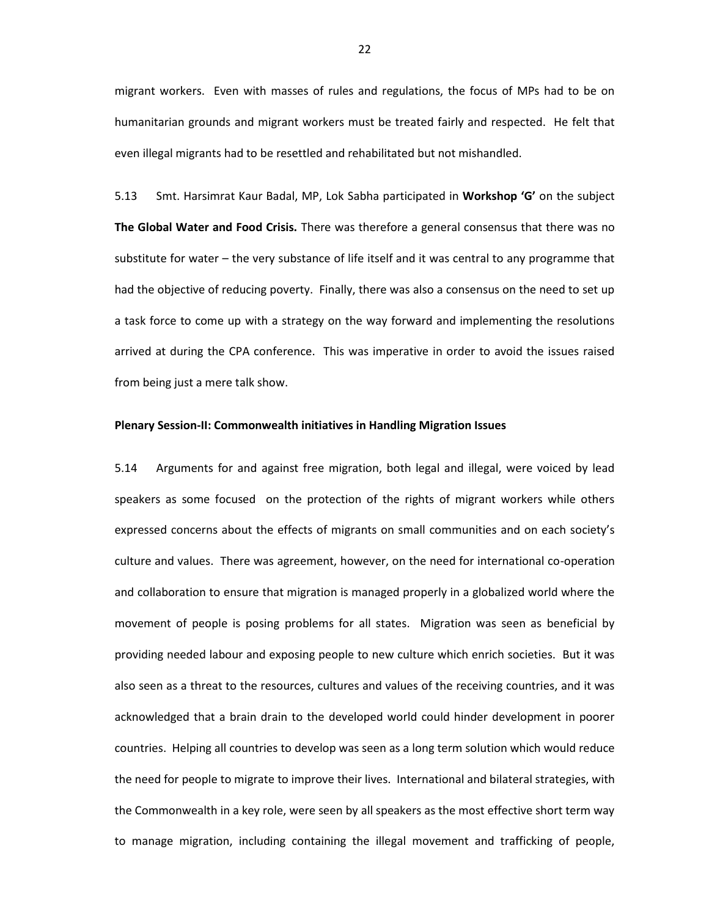migrant workers. Even with masses of rules and regulations, the focus of MPs had to be on humanitarian grounds and migrant workers must be treated fairly and respected. He felt that even illegal migrants had to be resettled and rehabilitated but not mishandled.

5.13 Smt. Harsimrat Kaur Badal, MP, Lok Sabha participated in **Workshop 'G'** on the subject **The Global Water and Food Crisis.** There was therefore a general consensus that there was no substitute for water – the very substance of life itself and it was central to any programme that had the objective of reducing poverty. Finally, there was also a consensus on the need to set up a task force to come up with a strategy on the way forward and implementing the resolutions arrived at during the CPA conference. This was imperative in order to avoid the issues raised from being just a mere talk show.

**Plenary Session-II: Commonwealth initiatives in Handling Migration Issues**

5.14 Arguments for and against free migration, both legal and illegal, were voiced by lead speakers as some focused on the protection of the rights of migrant workers while others expressed concerns about the effects of migrants on small communities and on each society's culture and values. There was agreement, however, on the need for international co-operation and collaboration to ensure that migration is managed properly in a globalized world where the movement of people is posing problems for all states. Migration was seen as beneficial by providing needed labour and exposing people to new culture which enrich societies. But it was also seen as a threat to the resources, cultures and values of the receiving countries, and it was acknowledged that a brain drain to the developed world could hinder development in poorer countries. Helping all countries to develop was seen as a long term solution which would reduce the need for people to migrate to improve their lives. International and bilateral strategies, with the Commonwealth in a key role, were seen by all speakers as the most effective short term way to manage migration, including containing the illegal movement and trafficking of people,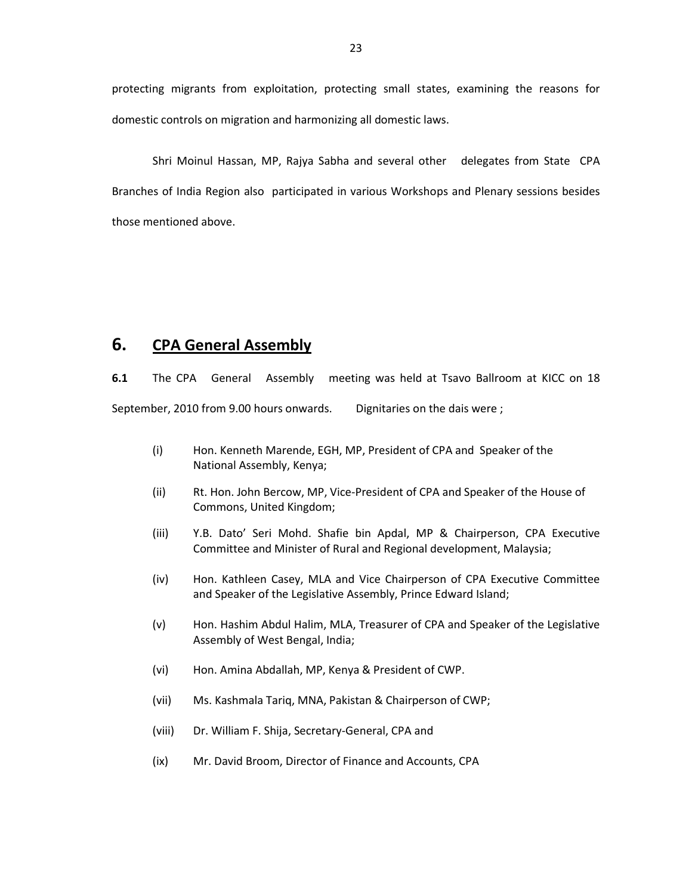protecting migrants from exploitation, protecting small states, examining the reasons for domestic controls on migration and harmonizing all domestic laws.

Shri Moinul Hassan, MP, Rajya Sabha and several other delegates from State CPA Branches of India Region also participated in various Workshops and Plenary sessions besides those mentioned above.

## 6. CPA General Assembly

**6.1** The CPA General Assembly meeting was held at Tsavo Ballroom at KICC on 18 September, 2010 from 9.00 hours onwards. Dignitaries on the dais were ;

(i) Hon. Kenneth Marende, EGH, MP, President of CPA and Speaker of the National Assembly, Kenya;

(ii) Rt. Hon. John Bercow, MP, Vice-President of CPA and Speaker of the House of Commons, United Kingdom;

(iii) Y.B. Dato' Seri Mohd. Shafie bin Apdal, MP & Chairperson, CPA Executive Committee and Minister of Rural and Regional development, Malaysia;

(iv) Hon. Kathleen Casey, MLA and Vice Chairperson of CPA Executive Committee and Speaker of the Legislative Assembly, Prince Edward Island;

(v) Hon. Hashim Abdul Halim, MLA, Treasurer of CPA and Speaker of the Legislative Assembly of West Bengal, India;

(vi) Hon. Amina Abdallah, MP, Kenya & President of CWP.

(vii) Ms. Kashmala Tariq, MNA, Pakistan & Chairperson of CWP;

(viii) Dr. William F. Shija, Secretary-General, CPA and

(ix) Mr. David Broom, Director of Finance and Accounts, CPA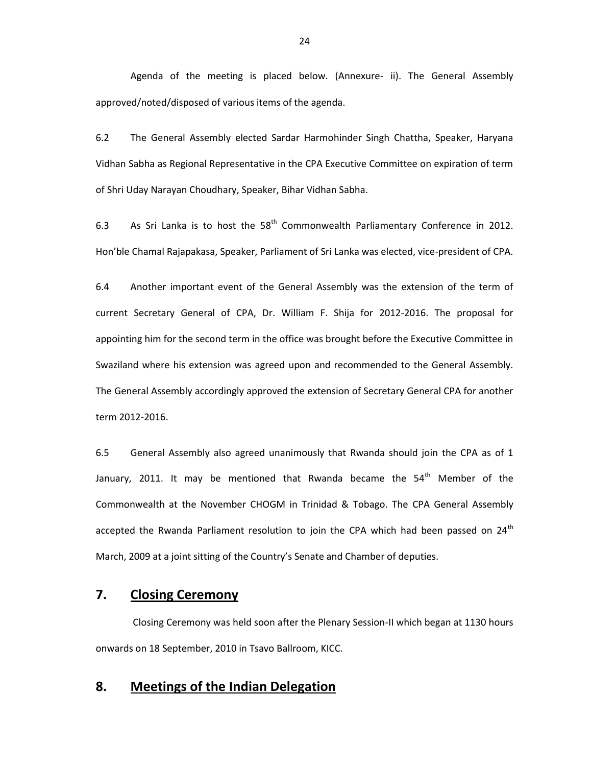Agenda of the meeting is placed below. (Annexure- ii). The General Assembly approved/noted/disposed of various items of the agenda.

6.2 The General Assembly elected Sardar Harmohinder Singh Chattha, Speaker, Haryana Vidhan Sabha as Regional Representative in the CPA Executive Committee on expiration of term of Shri Uday Narayan Choudhary, Speaker, Bihar Vidhan Sabha.

6.3 As Sri Lanka is to host the 58th Commonwealth Parliamentary Conference in 2012. Hon'ble Chamal Rajapakasa, Speaker, Parliament of Sri Lanka was elected, vice-president of CPA.

6.4 Another important event of the General Assembly was the extension of the term of current Secretary General of CPA, Dr. William F. Shija for 2012-2016. The proposal for appointing him for the second term in the office was brought before the Executive Committee in Swaziland where his extension was agreed upon and recommended to the General Assembly. The General Assembly accordingly approved the extension of Secretary General CPA for another term 2012-2016.

6.5 General Assembly also agreed unanimously that Rwanda should join the CPA as of 1 January, 2011. It may be mentioned that Rwanda became the 54th Member of the Commonwealth at the November CHOGM in Trinidad & Tobago. The CPA General Assembly accepted the Rwanda Parliament resolution to join the CPA which had been passed on 24th March, 2009 at a joint sitting of the Country's Senate and Chamber of deputies.

## 7. Closing Ceremony

Closing Ceremony was held soon after the Plenary Session-II which began at 1130 hours onwards on 18 September, 2010 in Tsavo Ballroom, KICC.

## 8. Meetings of the Indian Delegation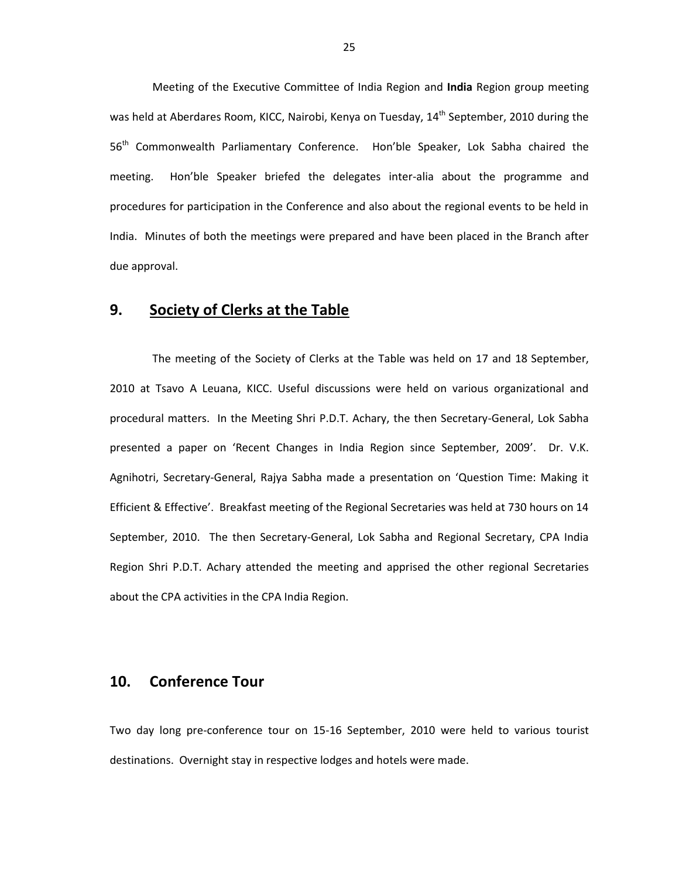Meeting of the Executive Committee of India Region and **India** Region group meeting was held at Aberdares Room, KICC, Nairobi, Kenya on Tuesday, 14th September, 2010 during the 56th Commonwealth Parliamentary Conference. Hon'ble Speaker, Lok Sabha chaired the meeting. Hon'ble Speaker briefed the delegates inter-alia about the programme and procedures for participation in the Conference and also about the regional events to be held in India. Minutes of both the meetings were prepared and have been placed in the Branch after due approval.

## 9. <u>Society of Clerks at the Table</u>

The meeting of the Society of Clerks at the Table was held on 17 and 18 September, 2010 at Tsavo A Leuana, KICC. Useful discussions were held on various organizational and procedural matters. In the Meeting Shri P.D.T. Achary, the then Secretary-General, Lok Sabha presented a paper on 'Recent Changes in India Region since September, 2009'. Dr. V.K. Agnihotri, Secretary-General, Rajya Sabha made a presentation on 'Question Time: Making it Efficient & Effective'. Breakfast meeting of the Regional Secretaries was held at 730 hours on 14 September, 2010. The then Secretary-General, Lok Sabha and Regional Secretary, CPA India Region Shri P.D.T. Achary attended the meeting and apprised the other regional Secretaries about the CPA activities in the CPA India Region.

## 10. Conference Tour

Two day long pre-conference tour on 15-16 September, 2010 were held to various tourist destinations. Overnight stay in respective lodges and hotels were made.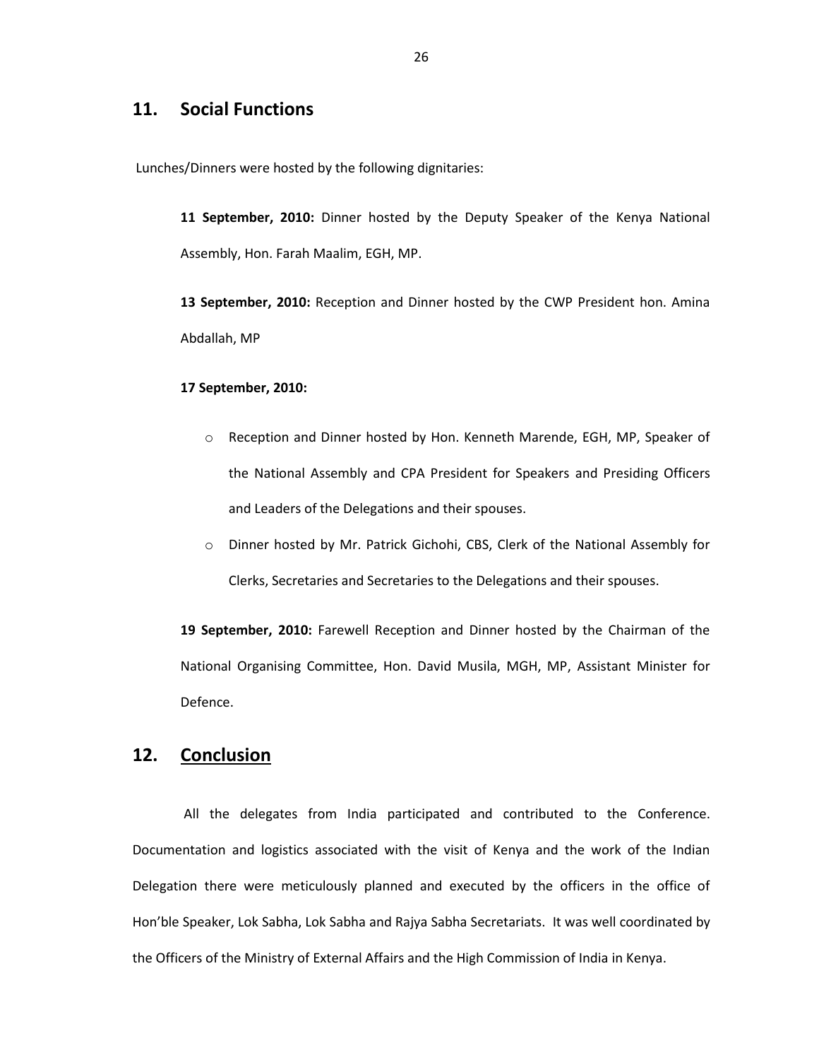## 11. Social Functions

Lunches/Dinners were hosted by the following dignitaries:

**11 September, 2010:** Dinner hosted by the Deputy Speaker of the Kenya National Assembly, Hon. Farah Maalim, EGH, MP.

**13 September, 2010:** Reception and Dinner hosted by the CWP President hon. Amina Abdallah, MP

**17 September, 2010:**

- Reception and Dinner hosted by Hon. Kenneth Marende, EGH, MP, Speaker of the National Assembly and CPA President for Speakers and Presiding Officers and Leaders of the Delegations and their spouses.
- Dinner hosted by Mr. Patrick Gichohi, CBS, Clerk of the National Assembly for Clerks, Secretaries and Secretaries to the Delegations and their spouses.

**19 September, 2010:** Farewell Reception and Dinner hosted by the Chairman of the National Organising Committee, Hon. David Musila, MGH, MP, Assistant Minister for Defence.

## 12. Conclusion

All the delegates from India participated and contributed to the Conference. Documentation and logistics associated with the visit of Kenya and the work of the Indian Delegation there were meticulously planned and executed by the officers in the office of Hon'ble Speaker, Lok Sabha, Lok Sabha and Rajya Sabha Secretariats. It was well coordinated by the Officers of the Ministry of External Affairs and the High Commission of India in Kenya.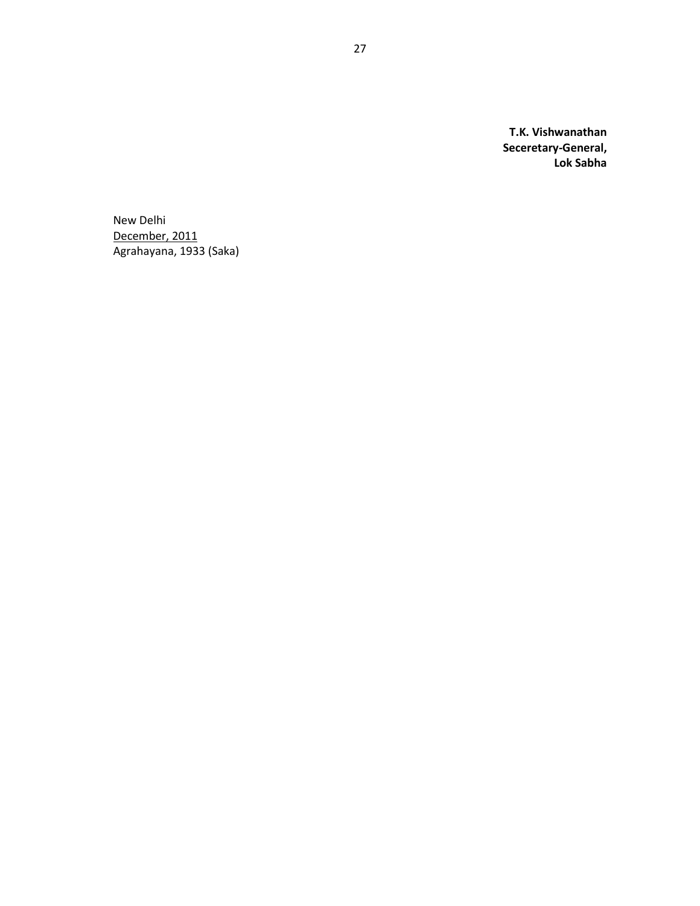**T.K. Vishwanathan**
**Seceretary-General,**
**Lok Sabha**

New Delhi
December, 2011
Agrahayana, 1933 (Saka)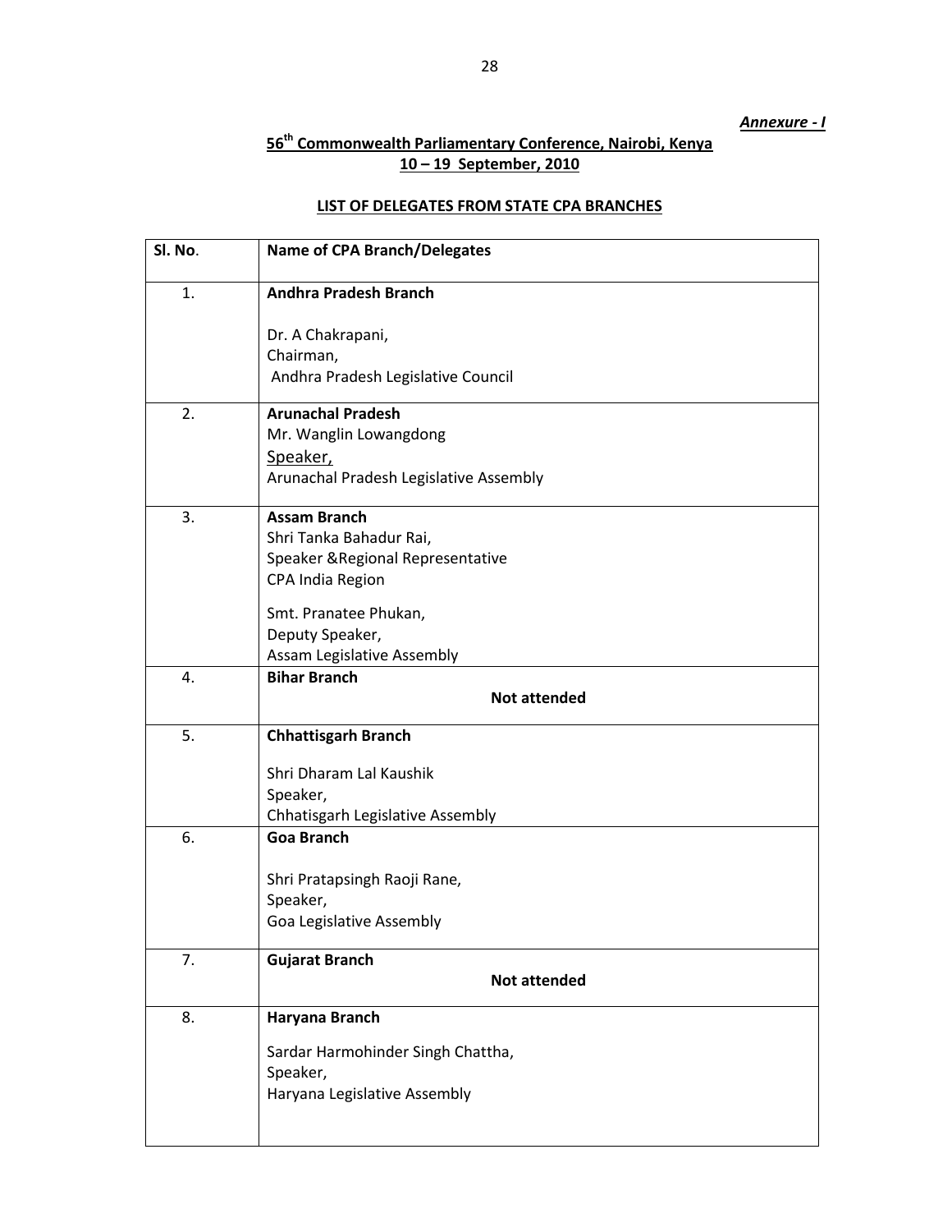***Annexure - I***

## 56th Commonwealth Parliamentary Conference, Nairobi, Kenya 10 – 19 September, 2010

### LIST OF DELEGATES FROM STATE CPA BRANCHES

| Sl. No. | Name of CPA Branch/Delegates |
|---|---|
| 1. | **Andhra Pradesh Branch**<br><br>Dr. A Chakrapani,<br>Chairman,<br>Andhra Pradesh Legislative Council |
| 2. | **Arunachal Pradesh**<br>Mr. Wanglin Lowangdong<br>Speaker,<br>Arunachal Pradesh Legislative Assembly |
| 3. | **Assam Branch**<br>Shri Tanka Bahadur Rai,<br>Speaker &Regional Representative<br>CPA India Region<br><br>Smt. Pranatee Phukan,<br>Deputy Speaker,<br>Assam Legislative Assembly |
| 4. | **Bihar Branch**<br>**Not attended** |
| 5. | **Chhattisgarh Branch**<br><br>Shri Dharam Lal Kaushik<br>Speaker,<br>Chhatisgarh Legislative Assembly |
| 6. | **Goa Branch**<br><br>Shri Pratapsingh Raoji Rane,<br>Speaker,<br>Goa Legislative Assembly |
| 7. | **Gujarat Branch**<br>**Not attended** |
| 8. | **Haryana Branch**<br><br>Sardar Harmohinder Singh Chattha,<br>Speaker,<br>Haryana Legislative Assembly |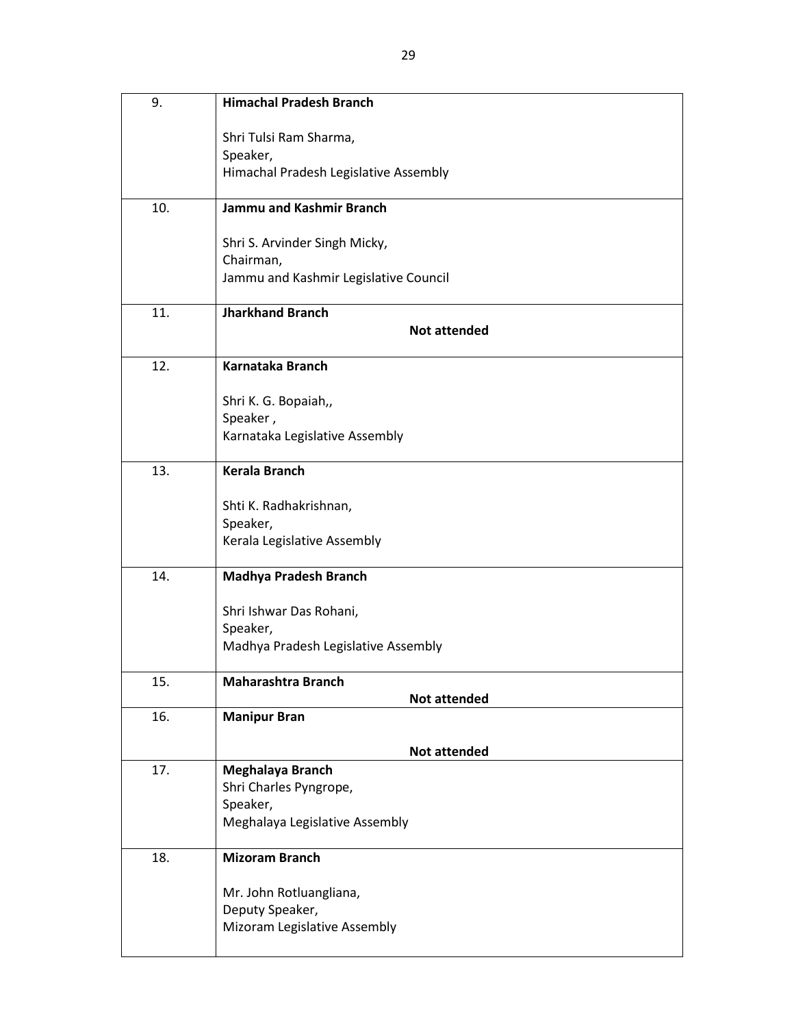| | |
|---|---|
| 9. | **Himachal Pradesh Branch**<br><br>Shri Tulsi Ram Sharma,<br>Speaker,<br>Himachal Pradesh Legislative Assembly |
| 10. | **Jammu and Kashmir Branch**<br><br>Shri S. Arvinder Singh Micky,<br>Chairman,<br>Jammu and Kashmir Legislative Council |
| 11. | **Jharkhand Branch**<br>**Not attended** |
| 12. | **Karnataka Branch**<br><br>Shri K. G. Bopaiah,,<br>Speaker ,<br>Karnataka Legislative Assembly |
| 13. | **Kerala Branch**<br><br>Shti K. Radhakrishnan,<br>Speaker,<br>Kerala Legislative Assembly |
| 14. | **Madhya Pradesh Branch**<br><br>Shri Ishwar Das Rohani,<br>Speaker,<br>Madhya Pradesh Legislative Assembly |
| 15. | **Maharashtra Branch**<br>**Not attended** |
| 16. | **Manipur Bran**<br><br>**Not attended** |
| 17. | **Meghalaya Branch**<br>Shri Charles Pyngrope,<br>Speaker,<br>Meghalaya Legislative Assembly |
| 18. | **Mizoram Branch**<br><br>Mr. John Rotluangliana,<br>Deputy Speaker,<br>Mizoram Legislative Assembly |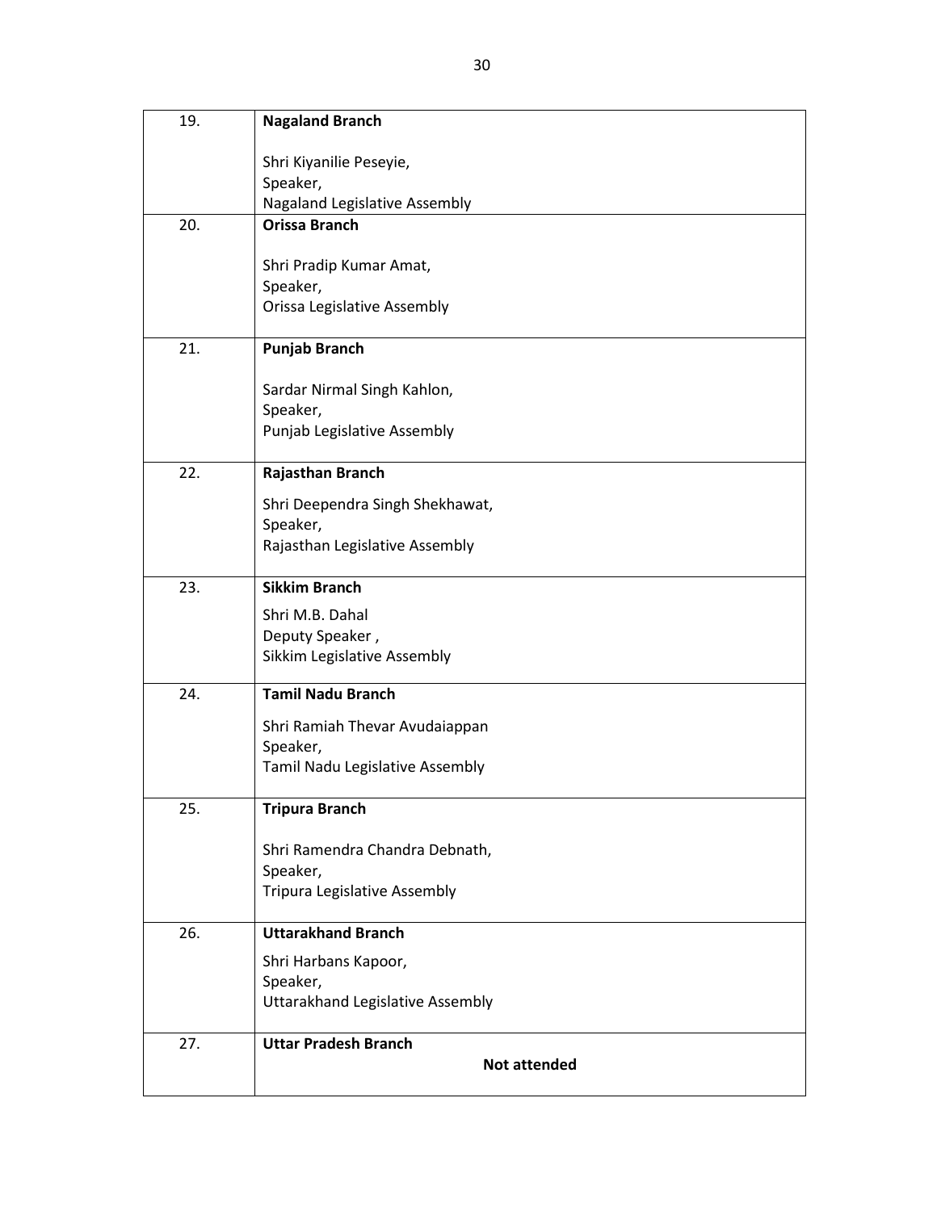| | |
|---|---|
| 19. | **Nagaland Branch**<br><br>Shri Kiyanilie Peseyie,<br>Speaker,<br>Nagaland Legislative Assembly |
| 20. | **Orissa Branch**<br><br>Shri Pradip Kumar Amat,<br>Speaker,<br>Orissa Legislative Assembly |
| 21. | **Punjab Branch**<br><br>Sardar Nirmal Singh Kahlon,<br>Speaker,<br>Punjab Legislative Assembly |
| 22. | **Rajasthan Branch**<br><br>Shri Deependra Singh Shekhawat,<br>Speaker,<br>Rajasthan Legislative Assembly |
| 23. | **Sikkim Branch**<br><br>Shri M.B. Dahal<br>Deputy Speaker ,<br>Sikkim Legislative Assembly |
| 24. | **Tamil Nadu Branch**<br><br>Shri Ramiah Thevar Avudaiappan<br>Speaker,<br>Tamil Nadu Legislative Assembly |
| 25. | **Tripura Branch**<br><br>Shri Ramendra Chandra Debnath,<br>Speaker,<br>Tripura Legislative Assembly |
| 26. | **Uttarakhand Branch**<br><br>Shri Harbans Kapoor,<br>Speaker,<br>Uttarakhand Legislative Assembly |
| 27. | **Uttar Pradesh Branch**<br>**Not attended** |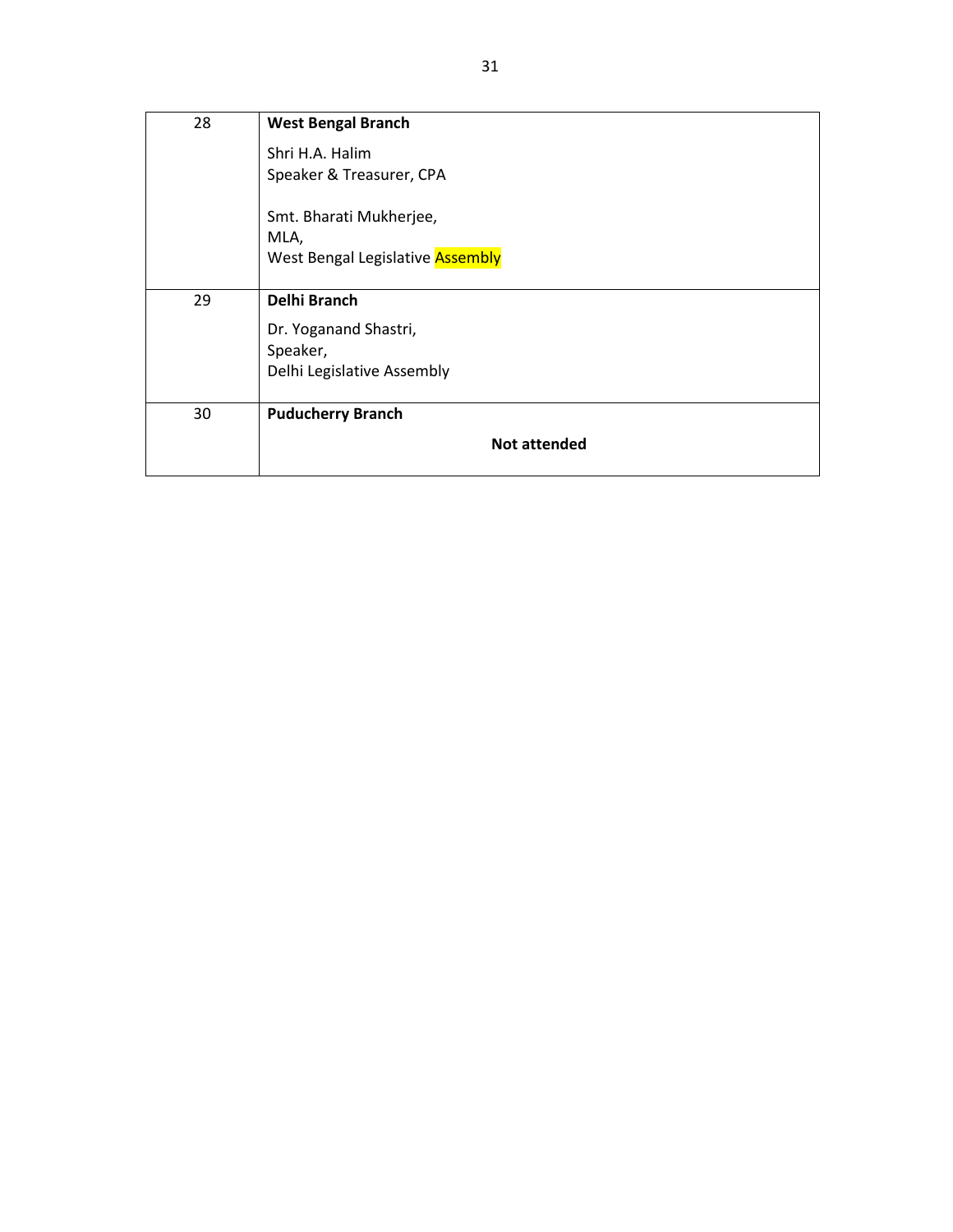| | |
|---|---|
| 28 | **West Bengal Branch**<br><br>Shri H.A. Halim<br>Speaker & Treasurer, CPA<br><br>Smt. Bharati Mukherjee,<br>MLA,<br>West Bengal Legislative Assembly |
| 29 | **Delhi Branch**<br><br>Dr. Yoganand Shastri,<br>Speaker,<br>Delhi Legislative Assembly |
| 30 | **Puducherry Branch**<br><br>**Not attended** |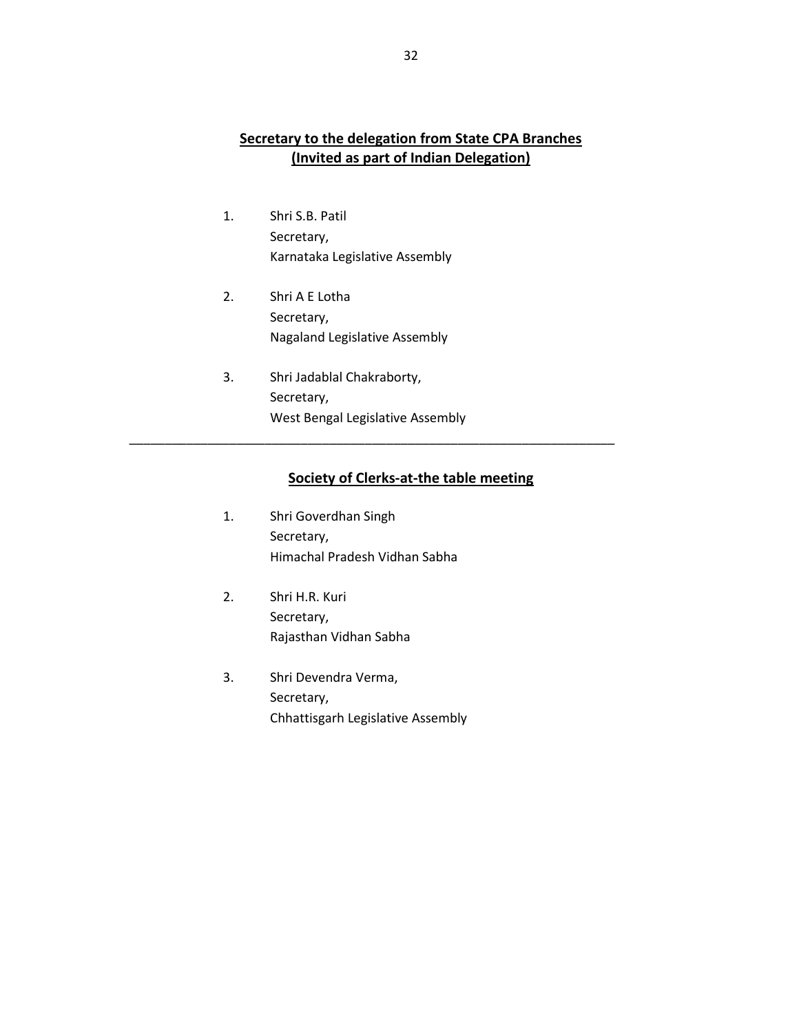## Secretary to the delegation from State CPA Branches
## (Invited as part of Indian Delegation)

1. Shri S.B. Patil
   Secretary,
   Karnataka Legislative Assembly

2. Shri A E Lotha
   Secretary,
   Nagaland Legislative Assembly

3. Shri Jadablal Chakraborty,
   Secretary,
   West Bengal Legislative Assembly

---

## Society of Clerks-at-the table meeting

1. Shri Goverdhan Singh
   Secretary,
   Himachal Pradesh Vidhan Sabha

2. Shri H.R. Kuri
   Secretary,
   Rajasthan Vidhan Sabha

3. Shri Devendra Verma,
   Secretary,
   Chhattisgarh Legislative Assembly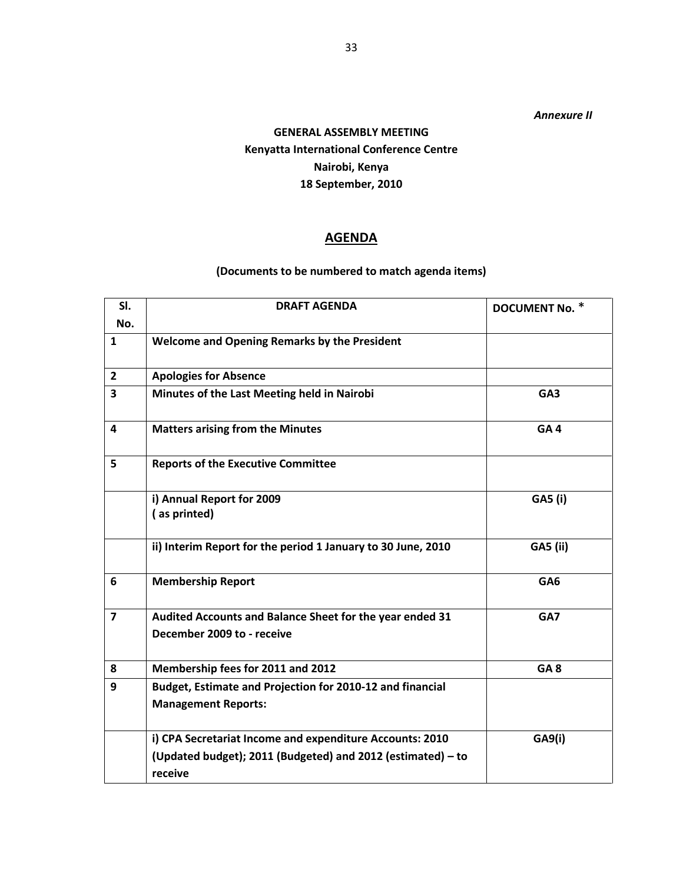*Annexure II*

**GENERAL ASSEMBLY MEETING**
**Kenyatta International Conference Centre**
**Nairobi, Kenya**
**18 September, 2010**

## AGENDA

**(Documents to be numbered to match agenda items)**

| Sl. No. | DRAFT AGENDA | DOCUMENT No. * |
|---|---|---|
| 1 | **Welcome and Opening Remarks by the President** | |
| 2 | **Apologies for Absence** | |
| 3 | **Minutes of the Last Meeting held in Nairobi** | GA3 |
| 4 | **Matters arising from the Minutes** | GA 4 |
| 5 | **Reports of the Executive Committee** | |
| | **i) Annual Report for 2009 ( as printed)** | GA5 (i) |
| | **ii) Interim Report for the period 1 January to 30 June, 2010** | GA5 (ii) |
| 6 | **Membership Report** | GA6 |
| 7 | **Audited Accounts and Balance Sheet for the year ended 31 December 2009 to - receive** | GA7 |
| 8 | **Membership fees for 2011 and 2012** | GA 8 |
| 9 | **Budget, Estimate and Projection for 2010-12 and financial Management Reports:** | |
| | **i) CPA Secretariat Income and expenditure Accounts: 2010 (Updated budget); 2011 (Budgeted) and 2012 (estimated) – to receive** | GA9(i) |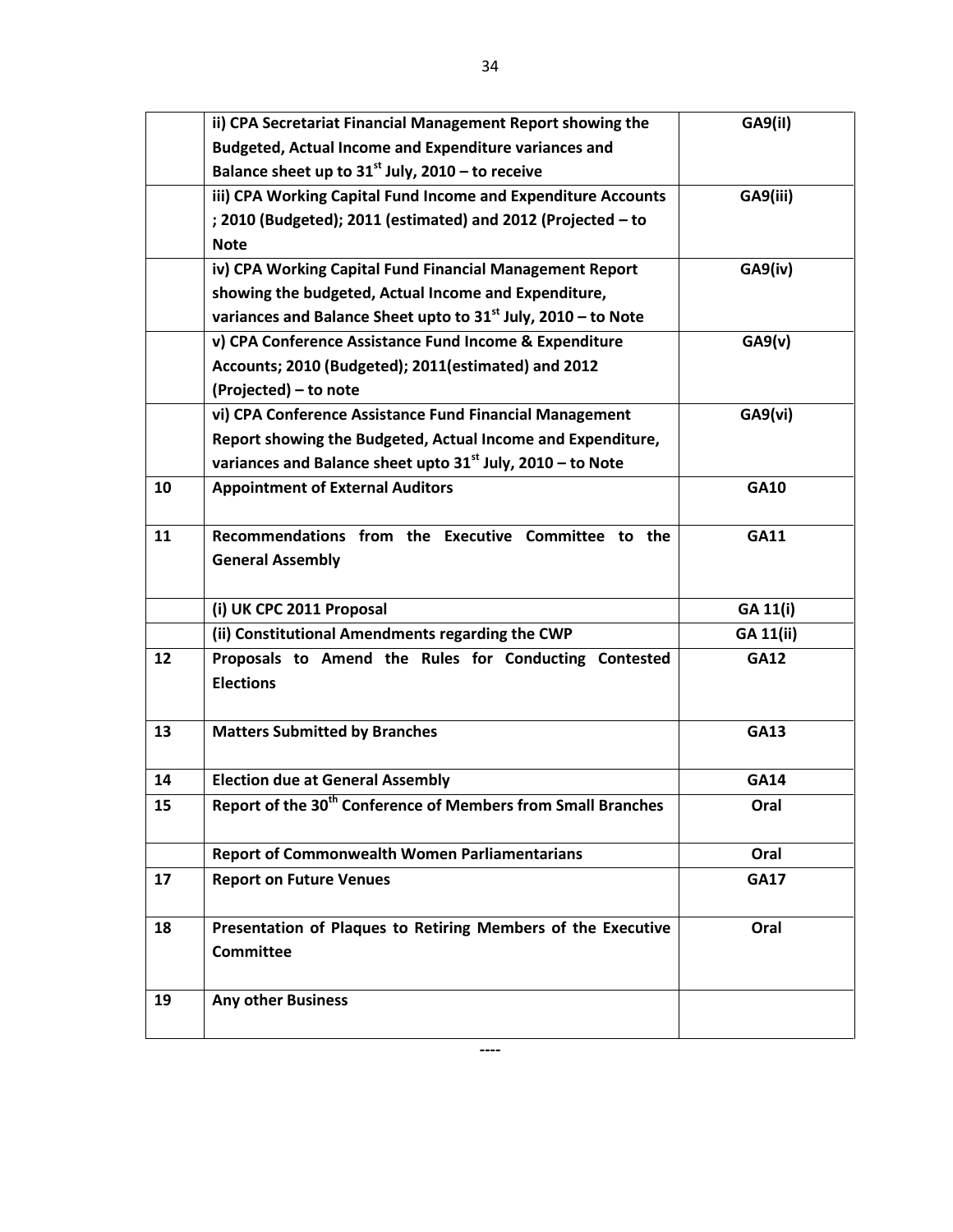| | | |
|---|---|---|
| | **ii) CPA Secretariat Financial Management Report showing the Budgeted, Actual Income and Expenditure variances and Balance sheet up to 31st July, 2010 – to receive** | **GA9(iI)** |
| | **iii) CPA Working Capital Fund Income and Expenditure Accounts ; 2010 (Budgeted); 2011 (estimated) and 2012 (Projected – to Note** | **GA9(iii)** |
| | **iv) CPA Working Capital Fund Financial Management Report showing the budgeted, Actual Income and Expenditure, variances and Balance Sheet upto to 31st July, 2010 – to Note** | **GA9(iv)** |
| | **v) CPA Conference Assistance Fund Income & Expenditure Accounts; 2010 (Budgeted); 2011(estimated) and 2012 (Projected) – to note** | **GA9(v)** |
| | **vi) CPA Conference Assistance Fund Financial Management Report showing the Budgeted, Actual Income and Expenditure, variances and Balance sheet upto 31st July, 2010 – to Note** | **GA9(vi)** |
| **10** | **Appointment of External Auditors** | **GA10** |
| **11** | **Recommendations from the Executive Committee to the General Assembly** | **GA11** |
| | **(i) UK CPC 2011 Proposal** | **GA 11(i)** |
| | **(ii) Constitutional Amendments regarding the CWP** | **GA 11(ii)** |
| **12** | **Proposals to Amend the Rules for Conducting Contested Elections** | **GA12** |
| **13** | **Matters Submitted by Branches** | **GA13** |
| **14** | **Election due at General Assembly** | **GA14** |
| **15** | **Report of the 30th Conference of Members from Small Branches** | **Oral** |
| | **Report of Commonwealth Women Parliamentarians** | **Oral** |
| **17** | **Report on Future Venues** | **GA17** |
| **18** | **Presentation of Plaques to Retiring Members of the Executive Committee** | **Oral** |
| **19** | **Any other Business** | |

----